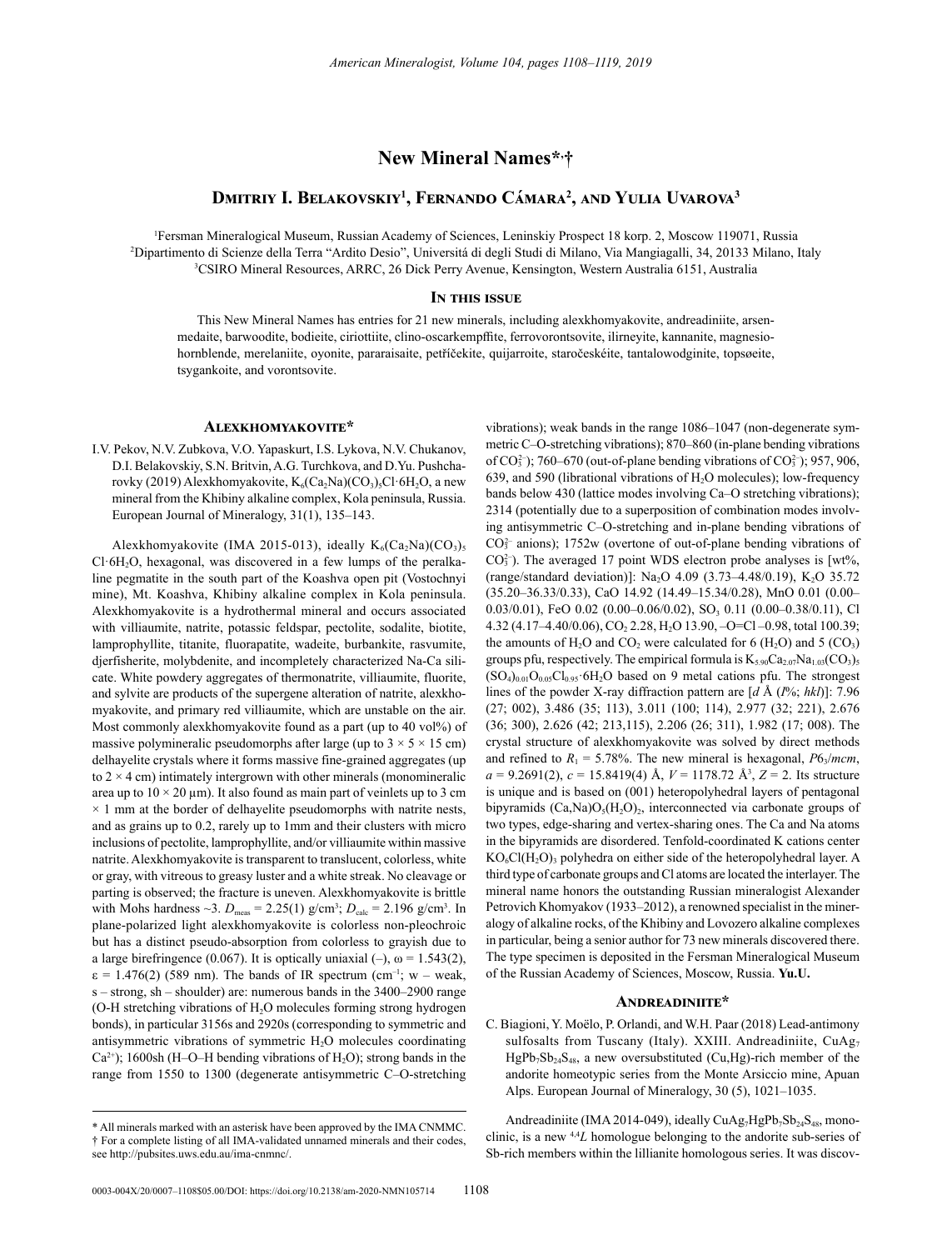# New Mineral Names*,†

## Dmitriy I. Belakovskiy[1], Fernando Cámara[2], and Yulia Uvarova[3]

[1]Fersman Mineralogical Museum, Russian Academy of Sciences, Leninskiy Prospect 18 korp. 2, Moscow 119071, Russia
[2]Dipartimento di Scienze della Terra "Ardito Desio", Universitá di degli Studi di Milano, Via Mangiagalli, 34, 20133 Milano, Italy
[3]CSIRO Mineral Resources, ARRC, 26 Dick Perry Avenue, Kensington, Western Australia 6151, Australia

### In this issue

This New Mineral Names has entries for 21 new minerals, including alexkhomyakovite, andreadiniite, arsenmedaite, barwoodite, bodieite, ciriottiite, clino-oscarkempffite, ferrovorontsovite, ilirneyite, kannanite, magnesiohornblende, merelaniite, oyonite, pararaisaite, petříčekite, quijarroite, staročeskéite, tantalowodginite, topsøeite, tsygankoite, and vorontsovite.

### Alexkhomyakovite*

I.V. Pekov, N.V. Zubkova, V.O. Yapaskurt, I.S. Lykova, N.V. Chukanov, D.I. Belakovskiy, S.N. Britvin, A.G. Turchkova, and D.Yu. Pushcharovky (2019) Alexkhomyakovite, $K_6(Ca_2Na)(CO_3)_5Cl·6H_2O$, a new mineral from the Khibiny alkaline complex, Kola peninsula, Russia. European Journal of Mineralogy, 31(1), 135–143.

Alexkhomyakovite (IMA 2015-013), ideally $K_6(Ca_2Na)(CO_3)_5Cl·6H_2O$, hexagonal, was discovered in a few lumps of the peralkaline pegmatite in the south part of the Koashva open pit (Vostochnyi mine), Mt. Koashva, Khibiny alkaline complex in Kola peninsula. Alexkhomyakovite is a hydrothermal mineral and occurs associated with villiaumite, natrite, potassic feldspar, pectolite, sodalite, biotite, lamprophyllite, titanite, fluorapatite, wadeite, burbankite, rasvumite, djerfisherite, molybdenite, and incompletely characterized Na-Ca silicate. White powdery aggregates of thermonatrite, villiaumite, fluorite, and sylvite are products of the supergene alteration of natrite, alexkhomyakovite, and primary red villiaumite, which are unstable on the air. Most commonly alexkhomyakovite found as a part (up to 40 vol%) of massive polymineralic pseudomorphs after large (up to 3 × 5 × 15 cm) delhayelite crystals where it forms massive fine-grained aggregates (up to 2 × 4 cm) intimately intergrown with other minerals (monomineralic area up to 10 × 20 μm). It also found as main part of veinlets up to 3 cm × 1 mm at the border of delhayelite pseudomorphs with natrite nests, and as grains up to 0.2, rarely up to 1mm and their clusters with micro inclusions of pectolite, lamprophyllite, and/or villiaumite within massive natrite. Alexkhomyakovite is transparent to translucent, colorless, white or gray, with vitreous to greasy luster and a white streak. No cleavage or parting is observed; the fracture is uneven. Alexkhomyakovite is brittle with Mohs hardness ~3. $D_{meas}$ = 2.25(1) g/cm³; $D_{calc}$ = 2.196 g/cm³. In plane-polarized light alexkhomyakovite is colorless non-pleochroic but has a distinct pseudo-absorption from colorless to grayish due to a large birefringence (0.067). It is optically uniaxial (–), ω = 1.543(2), ε = 1.476(2) (589 nm). The bands of IR spectrum (cm⁻¹; w – weak, s – strong, sh – shoulder) are: numerous bands in the 3400–2900 range (O-H stretching vibrations of $H_2O$ molecules forming strong hydrogen bonds), in particular 3156s and 2920s (corresponding to symmetric and antisymmetric vibrations of symmetric $H_2O$ molecules coordinating $Ca^{2+}$); 1600sh (H–O–H bending vibrations of $H_2O$); strong bands in the range from 1550 to 1300 (degenerate antisymmetric C–O-stretching vibrations); weak bands in the range 1086–1047 (non-degenerate symmetric C–O-stretching vibrations); 870–860 (in-plane bending vibrations of $CO_3^{2-}$); 760–670 (out-of-plane bending vibrations of $CO_3^{2-}$); 957, 906, 639, and 590 (librational vibrations of $H_2O$ molecules); low-frequency bands below 430 (lattice modes involving Ca–O stretching vibrations); 2314 (potentially due to a superposition of combination modes involving antisymmetric C–O-stretching and in-plane bending vibrations of $CO_3^{2-}$ anions); 1752w (overtone of out-of-plane bending vibrations of $CO_3^{2-}$). The averaged 17 point WDS electron probe analyses is [wt%, (range/standard deviation)]: $Na_2O$ 4.09 (3.73–4.48/0.19), $K_2O$ 35.72 (35.20–36.33/0.33), CaO 14.92 (14.49–15.34/0.28), MnO 0.01 (0.00–0.03/0.01), FeO 0.02 (0.00–0.06/0.02), $SO_3$ 0.11 (0.00–0.38/0.11), Cl 4.32 (4.17–4.40/0.06), $CO_2$ 2.28, $H_2O$ 13.90, –O=Cl –0.98, total 100.39; the amounts of $H_2O$ and $CO_2$ were calculated for 6 ($H_2O$) and 5 ($CO_3$) groups pfu, respectively. The empirical formula is $K_{5.90}Ca_{2.07}Na_{1.03}(CO_3)_5(SO_4)_{0.01}O_{0.05}Cl_{0.95}·6H_2O$ based on 9 metal cations pfu. The strongest lines of the powder X-ray diffraction pattern are [d Å (I%; hkl)]: 7.96 (27; 002), 3.486 (35; 113), 3.011 (100; 114), 2.977 (32; 221), 2.676 (36; 300), 2.626 (42; 213,115), 2.206 (26; 311), 1.982 (17; 008). The crystal structure of alexkhomyakovite was solved by direct methods and refined to $R_1$ = 5.78%. The new mineral is hexagonal, $P6_3/mcm$, a = 9.2691(2), c = 15.8419(4) Å, V = 1178.72 Å³, Z = 2. Its structure is unique and is based on (001) heteropolyhedral layers of pentagonal bipyramids $(Ca,Na)O_5(H_2O)_2$, interconnected via carbonate groups of two types, edge-sharing and vertex-sharing ones. The Ca and Na atoms in the bipyramids are disordered. Tenfold-coordinated K cations center $KO_6Cl(H_2O)_3$ polyhedra on either side of the heteropolyhedral layer. A third type of carbonate groups and Cl atoms are located the interlayer. The mineral name honors the outstanding Russian mineralogist Alexander Petrovich Khomyakov (1933–2012), a renowned specialist in the mineralogy of alkaline rocks, of the Khibiny and Lovozero alkaline complexes in particular, being a senior author for 73 new minerals discovered there. The type specimen is deposited in the Fersman Mineralogical Museum of the Russian Academy of Sciences, Moscow, Russia. **Yu.U.**

### Andreadiniite*

C. Biagioni, Y. Moëlo, P. Orlandi, and W.H. Paar (2018) Lead-antimony sulfosalts from Tuscany (Italy). XXIII. Andreadiniite, $CuAg_7HgPb_7Sb_{24}S_{48}$, a new oversubstituted (Cu,Hg)-rich member of the andorite homeotypic series from the Monte Arsiccio mine, Apuan Alps. European Journal of Mineralogy, 30 (5), 1021–1035.

Andreadiniite (IMA 2014-049), ideally $CuAg_7HgPb_7Sb_{24}S_{48}$, monoclinic, is a new $^{4,4}L$ homologue belonging to the andorite sub-series of Sb-rich members within the lillianite homologous series. It was discov-

* All minerals marked with an asterisk have been approved by the IMA CNMMC.
† For a complete listing of all IMA-validated unnamed minerals and their codes, see http://pubsites.uws.edu.au/ima-cnmnc/.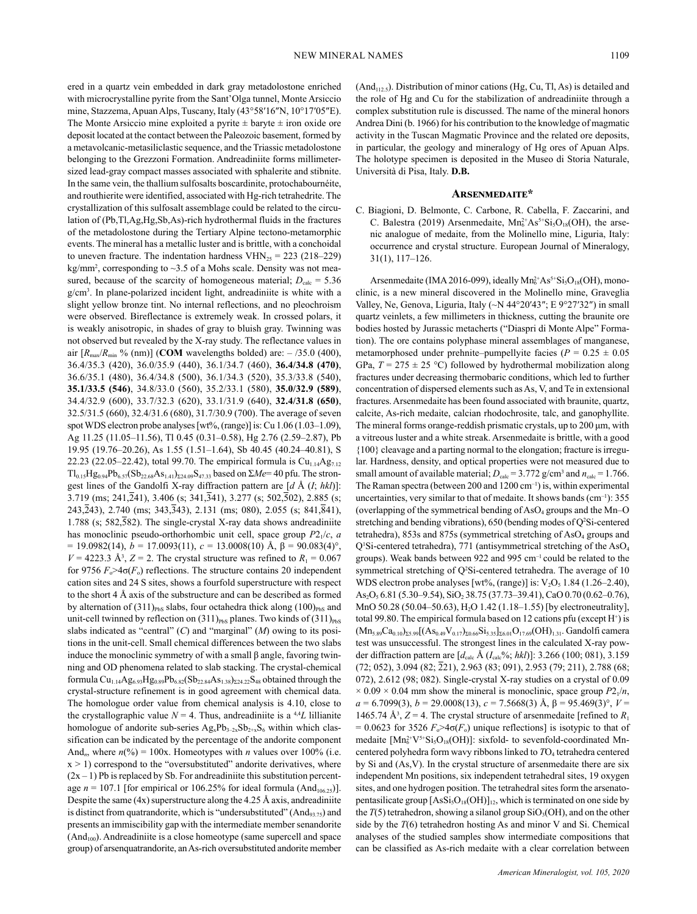ered in a quartz vein embedded in dark gray metadolostone enriched with microcrystalline pyrite from the Sant'Olga tunnel, Monte Arsiccio mine, Stazzema, Apuan Alps, Tuscany, Italy (43°58′16″N, 10°17′05″E). The Monte Arsiccio mine exploited a pyrite ± baryte ± iron oxide ore deposit located at the contact between the Paleozoic basement, formed by a metavolcanic-metasiliclastic sequence, and the Triassic metadolostone belonging to the Grezzoni Formation. Andreadiniite forms millimeter-sized lead-gray compact masses associated with sphalerite and stibnite. In the same vein, the thallium sulfosalts boscardinite, protochabournéite, and routhierite were identified, associated with Hg-rich tetrahedrite. The crystallization of this sulfosalt assemblage could be related to the circulation of (Pb,Tl,Ag,Hg,Sb,As)-rich hydrothermal fluids in the fractures of the metadolostone during the Tertiary Alpine tectono-metamorphic events. The mineral has a metallic luster and is brittle, with a conchoidal to uneven fracture. The indentation hardness $VHN_{25}$ = 223 (218–229) kg/mm², corresponding to ~3.5 of a Mohs scale. Density was not measured, because of the scarcity of homogeneous material; $D_{calc}$ = 5.36 g/cm³. In plane-polarized incident light, andreadiniite is white with a slight yellow bronze tint. No internal reflections, and no pleochroism were observed. Bireflectance is extremely weak. In crossed polars, it is weakly anisotropic, in shades of gray to bluish gray. Twinning was not observed but revealed by the X-ray study. The reflectance values in air [$R_{max}$/$R_{min}$ % (nm)] (**COM** wavelengths bolded) are: – /35.0 (400), 36.4/35.3 (420), 36.0/35.9 (440), 36.1/34.7 (460), **36.4/34.8 (470)**, 36.6/35.1 (480), 36.4/34.8 (500), 36.1/34.3 (520), 35.3/33.8 (540), **35.1/33.5 (546)**, 34.8/33.0 (560), 35.2/33.1 (580), **35.0/32.9 (589)**, 34.4/32.9 (600), 33.7/32.3 (620), 33.1/31.9 (640), **32.4/31.8 (650)**, 32.5/31.5 (660), 32.4/31.6 (680), 31.7/30.9 (700). The average of seven spot WDS electron probe analyses [wt%, (range)] is: Cu 1.06 (1.03–1.09), Ag 11.25 (11.05–11.56), Tl 0.45 (0.31–0.58), Hg 2.76 (2.59–2.87), Pb 19.95 (19.76–20.26), As 1.55 (1.51–1.64), Sb 40.45 (40.24–40.81), S 22.23 (22.05–22.42), total 99.70. The empirical formula is $Cu_{1.14}Ag_{7.12}Tl_{0.15}Hg_{0.94}Pb_{6.57}(Sb_{22.68}As_{1.41})_{\Sigma 24.09}S_{47.33}$ based on $\Sigma Me$= 40 pfu. The strongest lines of the Gandolfi X-ray diffraction pattern are [$d$ Å ($I$; $hkl$)]: 3.719 (ms; 241,$2\overline{4}1$), 3.406 (s; 341,$3\overline{4}1$), 3.277 (s; 502,$5\overline{0}2$), 2.885 (s; 243,$2\overline{4}3$), 2.740 (ms; 343,$3\overline{4}3$), 2.131 (ms; 080), 2.055 (s; 841,$8\overline{4}1$), 1.788 (s; 582,$5\overline{8}2$). The single-crystal X-ray data shows andreadiniite has monoclinic pseudo-orthorhombic unit cell, space group $P2_1/c$, $a$ = 19.0982(14), $b$ = 17.0093(11), $c$ = 13.0008(10) Å, β = 90.083(4)°, $V$ = 4223.3 Å³, $Z$ = 2. The crystal structure was refined to $R_1$ = 0.067 for 9756 $F_o$>4σ($F_o$) reflections. The structure contains 20 independent cation sites and 24 S sites, shows a fourfold superstructure with respect to the short 4 Å axis of the substructure and can be described as formed by alternation of $(311)_{PbS}$ slabs, four octahedra thick along $(100)_{PbS}$ and unit-cell twinned by reflection on $(311)_{PbS}$ planes. Two kinds of $(311)_{PbS}$ slabs indicated as "central" ($C$) and "marginal" ($M$) owing to its positions in the unit-cell. Small chemical differences between the two slabs induce the monoclinic symmetry of with a small β angle, favoring twinning and OD phenomena related to slab stacking. The crystal-chemical formula $Cu_{1.14}Ag_{6.93}Hg_{0.89}Pb_{6.82}(Sb_{22.84}As_{1.38})_{\Sigma 24.22}S_{48}$ obtained through the crystal-structure refinement is in good agreement with chemical data. The homologue order value from chemical analysis is 4.10, close to the crystallographic value $N$ = 4. Thus, andreadiniite is a $^{4,4}L$ lillianite homologue of andorite sub-series $Ag_xPb_{3-2x}Sb_{2+x}S_6$ within which classification can be indicated by the percentage of the andorite component $And_n$, where $n$(%) = 100x. Homeotypes with $n$ values over 100% (i.e. x > 1) correspond to the "oversubstituted" andorite derivatives, where (2x – 1) Pb is replaced by Sb. For andreadiniite this substitution percentage $n$ = 107.1 [for empirical or 106.25% for ideal formula ($And_{106.25}$)]. Despite the same (4x) superstructure along the 4.25 Å axis, andreadiniite is distinct from quatrandorite, which is "undersubstituted" ($And_{93.75}$) and presents an immiscibility gap with the intermediate member senandorite ($And_{100}$). Andreadiniite is a close homeotype (same supercell and space group) of arsenquatrandorite, an As-rich oversubstituted andorite member ($And_{112.5}$). Distribution of minor cations (Hg, Cu, Tl, As) is detailed and the role of Hg and Cu for the stabilization of andreadiniite through a complex substitution rule is discussed. The name of the mineral honors Andrea Dini (b. 1966) for his contribution to the knowledge of magmatic activity in the Tuscan Magmatic Province and the related ore deposits, in particular, the geology and mineralogy of Hg ores of Apuan Alps. The holotype specimen is deposited in the Museo di Storia Naturale, Università di Pisa, Italy. **D.B.**

## Arsenmedaite*

C. Biagioni, D. Belmonte, C. Carbone, R. Cabella, F. Zaccarini, and C. Balestra (2019) Arsenmedaite, $Mn_6^{2+}As^{5+}Si_5O_{18}(OH)$, the arsenic analogue of medaite, from the Molinello mine, Liguria, Italy: occurrence and crystal structure. European Journal of Mineralogy, 31(1), 117–126.

Arsenmedaite (IMA 2016-099), ideally $Mn_6^{2+}As^{5+}Si_5O_{18}(OH)$, monoclinic, is a new mineral discovered in the Molinello mine, Graveglia Valley, Ne, Genova, Liguria, Italy (~N 44°20′43″; E 9°27′32″) in small quartz veinlets, a few millimeters in thickness, cutting the braunite ore bodies hosted by Jurassic metacherts ("Diaspri di Monte Alpe" Formation). The ore contains polyphase mineral assemblages of manganese, metamorphosed under prehnite–pumpellyite facies ($P$ = 0.25 ± 0.05 GPa, $T$ = 275 ± 25 °C) followed by hydrothermal mobilization along fractures under decreasing thermobaric conditions, which led to further concentration of dispersed elements such as As, V, and Te in extensional fractures. Arsenmedaite has been found associated with braunite, quartz, calcite, As-rich medaite, calcian rhodochrosite, talc, and ganophyllite. The mineral forms orange-reddish prismatic crystals, up to 200 μm, with a vitreous luster and a white streak. Arsenmedaite is brittle, with a good {100} cleavage and a parting normal to the elongation; fracture is irregular. Hardness, density, and optical properties were not measured due to small amount of available material; $D_{calc}$ = 3.772 g/cm³ and $n_{calc}$ = 1.766. The Raman spectra (between 200 and 1200 cm⁻¹) is, within experimental uncertainties, very similar to that of medaite. It shows bands (cm⁻¹): 355 (overlapping of the symmetrical bending of $AsO_4$ groups and the Mn–O stretching and bending vibrations), 650 (bending modes of $Q^2$Si-centered tetrahedra), 853s and 875s (symmetrical stretching of $AsO_4$ groups and $Q^1$Si-centered tetrahedra), 771 (antisymmetrical stretching of the $AsO_4$ groups). Weak bands between 922 and 995 cm⁻¹ could be related to the symmetrical stretching of $Q^2$Si-centered tetrahedra. The average of 10 WDS electron probe analyses [wt%, (range)] is: $V_2O_5$ 1.84 (1.26–2.40), $As_2O_5$ 6.81 (5.30–9.54), $SiO_2$ 38.75 (37.73–39.41), CaO 0.70 (0.62–0.76), MnO 50.28 (50.04–50.63), $H_2O$ 1.42 (1.18–1.55) [by electroneutrality], total 99.80. The empirical formula based on 12 cations pfu (except H⁺) is $(Mn_{5.89}Ca_{0.10})_{\Sigma 5.99}[(As_{0.49}V_{0.17})_{\Sigma 0.66}Si_{5.35}]_{\Sigma 6.01}O_{17.69}(OH)_{1.31}$. Gandolfi camera test was unsuccessful. The strongest lines in the calculated X-ray powder diffraction pattern are [$d_{calc}$ Å ($I_{calc}$%; $hkl$)]: 3.266 (100; 081), 3.159 (72; 052), 3.094 (82; $\overline{2}21$), 2.963 (83; 091), 2.953 (79; 211), 2.788 (68; 072), 2.612 (98; 082). Single-crystal X-ray studies on a crystal of 0.09 × 0.09 × 0.04 mm show the mineral is monoclinic, space group $P2_1/n$, $a$ = 6.7099(3), $b$ = 29.0008(13), $c$ = 7.5668(3) Å, β = 95.469(3)°, $V$ = 1465.74 Å³, $Z$ = 4. The crystal structure of arsenmedaite [refined to $R_1$ = 0.0623 for 3526 $F_o$>4σ($F_o$) unique reflections] is isotypic to that of medaite [$Mn_6^{2+}V^{5+}Si_5O_{18}(OH)$]: sixfold- to sevenfold-coordinated Mn-centered polyhedra form wavy ribbons linked to $TO_4$ tetrahedra centered by Si and (As,V). In the crystal structure of arsenmedaite there are six independent Mn positions, six independent tetrahedral sites, 19 oxygen sites, and one hydrogen position. The tetrahedral sites form the arsenatopentasilicate group $[AsSi_5O_{18}(OH)]_{12}$, which is terminated on one side by the $T$(5) tetrahedron, showing a silanol group $SiO_3(OH)$, and on the other side by the $T$(6) tetrahedron hosting As and minor V and Si. Chemical analyses of the studied samples show intermediate compositions that can be classified as As-rich medaite with a clear correlation between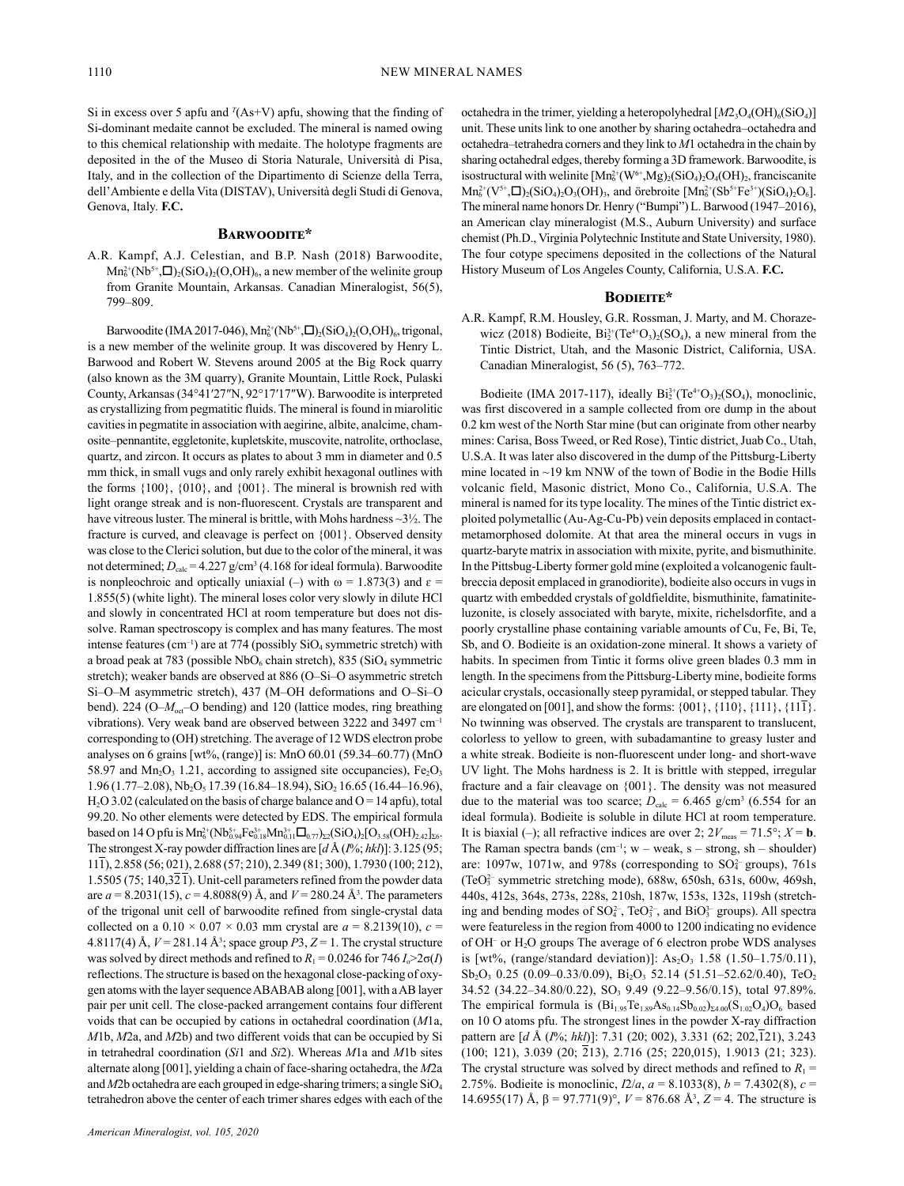Si in excess over 5 apfu and $^{T}$(As+V) apfu, showing that the finding of Si-dominant medaite cannot be excluded. The mineral is named owing to this chemical relationship with medaite. The holotype fragments are deposited in the of the Museo di Storia Naturale, Università di Pisa, Italy, and in the collection of the Dipartimento di Scienze della Terra, dell'Ambiente e della Vita (DISTAV), Università degli Studi di Genova, Genova, Italy. **F.C.**

## Barwoodite*

A.R. Kampf, A.J. Celestian, and B.P. Nash (2018) Barwoodite, $Mn_6^{2+}(Nb^{5+},\square)_2(SiO_4)_2(O,OH)_6$, a new member of the welinite group from Granite Mountain, Arkansas. Canadian Mineralogist, 56(5), 799–809.

Barwoodite (IMA 2017-046), $Mn_6^{2+}(Nb^{5+},\square)_2(SiO_4)_2(O,OH)_6$, trigonal, is a new member of the welinite group. It was discovered by Henry L. Barwood and Robert W. Stevens around 2005 at the Big Rock quarry (also known as the 3M quarry), Granite Mountain, Little Rock, Pulaski County, Arkansas (34°41′27″N, 92°17′17″W). Barwoodite is interpreted as crystallizing from pegmatitic fluids. The mineral is found in miarolitic cavities in pegmatite in association with aegirine, albite, analcime, chamosite–pennantite, eggletonite, kupletskite, muscovite, natrolite, orthoclase, quartz, and zircon. It occurs as plates to about 3 mm in diameter and 0.5 mm thick, in small vugs and only rarely exhibit hexagonal outlines with the forms {100}, {010}, and {001}. The mineral is brownish red with light orange streak and is non-fluorescent. Crystals are transparent and have vitreous luster. The mineral is brittle, with Mohs hardness ~3½. The fracture is curved, and cleavage is perfect on {001}. Observed density was close to the Clerici solution, but due to the color of the mineral, it was not determined; $D_{calc}$ = 4.227 g/cm$^3$ (4.168 for ideal formula). Barwoodite is nonpleochroic and optically uniaxial (–) with ω = 1.873(3) and ε = 1.855(5) (white light). The mineral loses color very slowly in dilute HCl and slowly in concentrated HCl at room temperature but does not dissolve. Raman spectroscopy is complex and has many features. The most intense features (cm$^{-1}$) are at 774 (possibly $SiO_4$ symmetric stretch) with a broad peak at 783 (possible $NbO_6$ chain stretch), 835 ($SiO_4$ symmetric stretch); weaker bands are observed at 886 (O–Si–O asymmetric stretch Si–O–M asymmetric stretch), 437 (M–OH deformations and O–Si–O bend). 224 (O–$M_{oct}$–O bending) and 120 (lattice modes, ring breathing vibrations). Very weak band are observed between 3222 and 3497 cm$^{-1}$ corresponding to (OH) stretching. The average of 12 WDS electron probe analyses on 6 grains [wt%, (range)] is: MnO 60.01 (59.34–60.77) (MnO 58.97 and $Mn_2O_3$ 1.21, according to assigned site occupancies), $Fe_2O_3$ 1.96 (1.77–2.08), $Nb_2O_5$ 17.39 (16.84–18.94), $SiO_2$ 16.65 (16.44–16.96), $H_2O$ 3.02 (calculated on the basis of charge balance and O = 14 apfu), total 99.20. No other elements were detected by EDS. The empirical formula based on 14 O pfu is $Mn_6^{2+}(Nb_{0.94}^{5+}Fe_{0.18}^{3+}Mn_{0.11}^{3+}\square_{0.77})_{\Sigma 2}(SiO_4)_2[O_{3.58}(OH)_{2.42}]_{\Sigma 6}$. The strongest X-ray powder diffraction lines are [$d$ Å ($I$%; $hkl$)]: 3.125 (95; 11$\bar{1}$), 2.858 (56; 0$\bar{2}$1), 2.688 (57; 210), 2.349 (81; 300), 1.7930 (100; 212), 1.5505 (75; 140,3$\bar{2}\bar{1}$). Unit-cell parameters refined from the powder data are $a$ = 8.2031(15), $c$ = 4.8088(9) Å, and $V$ = 280.24 Å$^3$. The parameters of the trigonal unit cell of barwoodite refined from single-crystal data collected on a 0.10 × 0.07 × 0.03 mm crystal are $a$ = 8.2139(10), $c$ = 4.8117(4) Å, $V$ = 281.14 Å$^3$; space group $P$3, $Z$ = 1. The crystal structure was solved by direct methods and refined to $R_1$ = 0.0246 for 746 $I_o$>2σ($I$) reflections. The structure is based on the hexagonal close-packing of oxygen atoms with the layer sequence ABABAB along [001], with a AB layer pair per unit cell. The close-packed arrangement contains four different voids that can be occupied by cations in octahedral coordination ($M$1a, $M$1b, $M$2a, and $M$2b) and two different voids that can be occupied by Si in tetrahedral coordination ($Si$1 and $Si$2). Whereas $M$1a and $M$1b sites alternate along [001], yielding a chain of face-sharing octahedra, the $M$2a and $M$2b octahedra are each grouped in edge-sharing trimers; a single $SiO_4$ tetrahedron above the center of each trimer shares edges with each of the octahedra in the trimer, yielding a heteropolyhedral $[M2_3O_4(OH)_6(SiO_4)]$ unit. These units link to one another by sharing octahedra–octahedra and octahedra–tetrahedra corners and they link to $M$1 octahedra in the chain by sharing octahedral edges, thereby forming a 3D framework. Barwoodite, is isostructural with welinite $[Mn_6^{2+}(W^{6+},Mg)_2(SiO_4)_2O_4(OH)_2$, franciscanite $Mn_6^{2+}(V^{5+},\square)_2(SiO_4)_2O_3(OH)_3$, and örebroite $[Mn_6^{2+}(Sb^{5+}Fe^{3+})(SiO_4)_2O_6]$. The mineral name honors Dr. Henry ("Bumpi") L. Barwood (1947–2016), an American clay mineralogist (M.S., Auburn University) and surface chemist (Ph.D., Virginia Polytechnic Institute and State University, 1980). The four cotype specimens deposited in the collections of the Natural History Museum of Los Angeles County, California, U.S.A. **F.C.**

## Bodieite*

A.R. Kampf, R.M. Housley, G.R. Rossman, J. Marty, and M. Chorazewicz (2018) Bodieite, $Bi_2^{3+}(Te^{4+}O_3)_2(SO_4)$, a new mineral from the Tintic District, Utah, and the Masonic District, California, USA. Canadian Mineralogist, 56 (5), 763–772.

Bodieite (IMA 2017-117), ideally $Bi_2^{3+}(Te^{4+}O_3)_2(SO_4)$, monoclinic, was first discovered in a sample collected from ore dump in the about 0.2 km west of the North Star mine (but can originate from other nearby mines: Carisa, Boss Tweed, or Red Rose), Tintic district, Juab Co., Utah, U.S.A. It was later also discovered in the dump of the Pittsburg-Liberty mine located in ~19 km NNW of the town of Bodie in the Bodie Hills volcanic field, Masonic district, Mono Co., California, U.S.A. The mineral is named for its type locality. The mines of the Tintic district exploited polymetallic (Au-Ag-Cu-Pb) vein deposits emplaced in contact-metamorphosed dolomite. At that area the mineral occurs in vugs in quartz-baryte matrix in association with mixite, pyrite, and bismuthinite. In the Pittsbug-Liberty former gold mine (exploited a volcanogenic fault-breccia deposit emplaced in granodiorite), bodieite also occurs in vugs in quartz with embedded crystals of goldfieldite, bismuthinite, famatinite-luzonite, is closely associated with baryte, mixite, richelsdorfite, and a poorly crystalline phase containing variable amounts of Cu, Fe, Bi, Te, Sb, and O. Bodieite is an oxidation-zone mineral. It shows a variety of habits. In specimen from Tintic it forms olive green blades 0.3 mm in length. In the specimens from the Pittsburg-Liberty mine, bodieite forms acicular crystals, occasionally steep pyramidal, or stepped tabular. They are elongated on [001], and show the forms: {001}, {110}, {111}, {11$\bar{1}$}. No twinning was observed. The crystals are transparent to translucent, colorless to yellow to green, with subadamantine to greasy luster and a white streak. Bodieite is non-fluorescent under long- and short-wave UV light. The Mohs hardness is 2. It is brittle with stepped, irregular fracture and a fair cleavage on {001}. The density was not measured due to the material was too scarce; $D_{calc}$ = 6.465 g/cm$^3$ (6.554 for an ideal formula). Bodieite is soluble in dilute HCl at room temperature. It is biaxial (–); all refractive indices are over 2; $2V_{meas}$ = 71.5°; $X$ = **b**. The Raman spectra bands (cm$^{-1}$; w – weak, s – strong, sh – shoulder) are: 1097w, 1071w, and 978s (corresponding to $SO_4^{2-}$ groups), 761s ($TeO_3^{2-}$ symmetric stretching mode), 688w, 650sh, 631s, 600w, 469sh, 440s, 412s, 364s, 273s, 228s, 210sh, 187w, 153s, 132s, 119sh (stretching and bending modes of $SO_4^{2-}$, $TeO_3^{2-}$, and $BiO_3^{3-}$ groups). All spectra were featureless in the region from 4000 to 1200 indicating no evidence of $OH^-$ or $H_2O$ groups The average of 6 electron probe WDS analyses is [wt%, (range/standard deviation)]: $As_2O_3$ 1.58 (1.50–1.75/0.11), $Sb_2O_3$ 0.25 (0.09–0.33/0.09), $Bi_2O_3$ 52.14 (51.51–52.62/0.40), $TeO_2$ 34.52 (34.22–34.80/0.22), $SO_3$ 9.49 (9.22–9.56/0.15), total 97.89%. The empirical formula is $(Bi_{1.95}Te_{1.89}As_{0.14}Sb_{0.02})_{\Sigma 4.00}(S_{1.02}O_4)O_6$ based on 10 O atoms pfu. The strongest lines in the powder X-ray diffraction pattern are [$d$ Å ($I$%; $hkl$)]: 7.31 (20; 002), 3.331 (62; 202,$\bar{1}$21), 3.243 (100; 121), 3.039 (20; $\bar{2}$13), 2.716 (25; 220,015), 1.9013 (21; 323). The crystal structure was solved by direct methods and refined to $R_1$ = 2.75%. Bodieite is monoclinic, $I$2/$a$, $a$ = 8.1033(8), $b$ = 7.4302(8), $c$ = 14.6955(17) Å, β = 97.771(9)°, $V$ = 876.68 Å$^3$, $Z$ = 4. The structure is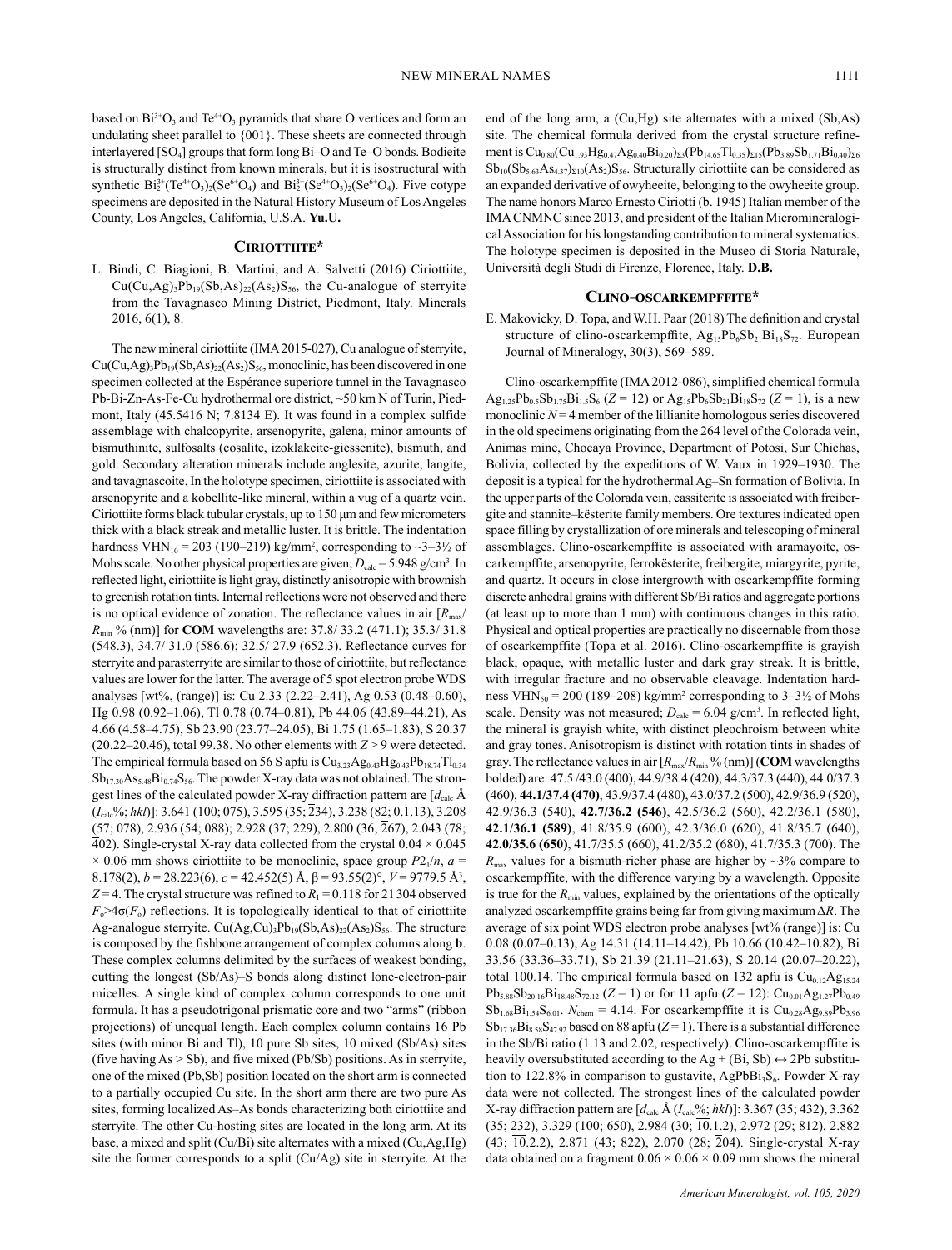based on $Bi^{3+}O_3$ and $Te^{4+}O_3$ pyramids that share O vertices and form an undulating sheet parallel to {001}. These sheets are connected through interlayered $[SO_4]$ groups that form long Bi–O and Te–O bonds. Bodieite is structurally distinct from known minerals, but it is isostructural with synthetic $Bi_2^{3+}(Te^{4+}O_3)_2(Se^{6+}O_4)$ and $Bi_2^{3+}(Se^{4+}O_3)_2(Se^{6+}O_4)$. Five cotype specimens are deposited in the Natural History Museum of Los Angeles County, Los Angeles, California, U.S.A. **Yu.U.**

## Ciriottiite*

L. Bindi, C. Biagioni, B. Martini, and A. Salvetti (2016) Ciriottiite, $Cu(Cu,Ag)_3Pb_{19}(Sb,As)_{22}(As_2)S_{56}$, the Cu-analogue of sterryite from the Tavagnasco Mining District, Piedmont, Italy. Minerals 2016, 6(1), 8.

The new mineral ciriottiite (IMA 2015-027), Cu analogue of sterryite, $Cu(Cu,Ag)_3Pb_{19}(Sb,As)_{22}(As_2)S_{56}$, monoclinic, has been discovered in one specimen collected at the Espérance superiore tunnel in the Tavagnasco Pb-Bi-Zn-As-Fe-Cu hydrothermal ore district, ~50 km N of Turin, Piedmont, Italy (45.5416 N; 7.8134 E). It was found in a complex sulfide assemblage with chalcopyrite, arsenopyrite, galena, minor amounts of bismuthinite, sulfosalts (cosalite, izoklakeite-giessenite), bismuth, and gold. Secondary alteration minerals include anglesite, azurite, langite, and tavagnascoite. In the holotype specimen, ciriottiite is associated with arsenopyrite and a kobellite-like mineral, within a vug of a quartz vein. Ciriottiite forms black tubular crystals, up to 150 μm and few micrometers thick with a black streak and metallic luster. It is brittle. The indentation hardness $VHN_{10}$ = 203 (190–219) kg/mm², corresponding to ~3–3½ of Mohs scale. No other physical properties are given; $D_{calc}$ = 5.948 g/cm³. In reflected light, ciriottiite is light gray, distinctly anisotropic with brownish to greenish rotation tints. Internal reflections were not observed and there is no optical evidence of zonation. The reflectance values in air [$R_{max}$/$R_{min}$ % (nm)] for **COM** wavelengths are: 37.8/ 33.2 (471.1); 35.3/ 31.8 (548.3), 34.7/ 31.0 (586.6); 32.5/ 27.9 (652.3). Reflectance curves for sterryite and parasterryite are similar to those of ciriottiite, but reflectance values are lower for the latter. The average of 5 spot electron probe WDS analyses [wt%, (range)] is: Cu 2.33 (2.22–2.41), Ag 0.53 (0.48–0.60), Hg 0.98 (0.92–1.06), Tl 0.78 (0.74–0.81), Pb 44.06 (43.89–44.21), As 4.66 (4.58–4.75), Sb 23.90 (23.77–24.05), Bi 1.75 (1.65–1.83), S 20.37 (20.22–20.46), total 99.38. No other elements with $Z$ > 9 were detected. The empirical formula based on 56 S apfu is $Cu_{3.23}Ag_{0.43}Hg_{0.43}Pb_{18.74}Tl_{0.34}Sb_{17.30}As_{5.48}Bi_{0.74}S_{56}$. The powder X-ray data was not obtained. The strongest lines of the calculated powder X-ray diffraction pattern are [$d_{calc}$ Å ($I_{calc}$%; $hkl$)]: 3.641 (100; 075), 3.595 (35; $\overline{2}34$), 3.238 (82; 0.1.13), 3.208 (57; 078), 2.936 (54; 088); 2.928 (37; 229), 2.800 (36; $\overline{2}67$), 2.043 (78; $\overline{4}02$). Single-crystal X-ray data collected from the crystal 0.04 × 0.045 × 0.06 mm shows ciriottiite to be monoclinic, space group $P2_1/n$, $a$ = 8.178(2), $b$ = 28.223(6), $c$ = 42.452(5) Å, β = 93.55(2)°, $V$ = 9779.5 Å³, $Z$ = 4. The crystal structure was refined to $R_1$ = 0.118 for 21 304 observed $F_o$>4σ($F_o$) reflections. It is topologically identical to that of ciriottiite Ag-analogue sterryite. $Cu(Ag,Cu)_3Pb_{19}(Sb,As)_{22}(As_2)S_{56}$. The structure is composed by the fishbone arrangement of complex columns along **b**. These complex columns delimited by the surfaces of weakest bonding, cutting the longest (Sb/As)–S bonds along distinct lone-electron-pair micelles. A single kind of complex column corresponds to one unit formula. It has a pseudotrigonal prism core and two "arms" (ribbon projections) of unequal length. Each complex column contains 16 Pb sites (with minor Bi and Tl), 10 pure Sb sites, 10 mixed (Sb/As) sites (five having As > Sb), and five mixed (Pb/Sb) positions. As in sterryite, one of the mixed (Pb,Sb) position located on the short arm is connected to a partially occupied Cu site. In the short arm there are two pure As sites, forming localized As–As bonds characterizing both ciriottiite and sterryite. The other Cu-hosting sites are located in the long arm. At its base, a mixed and split (Cu/Bi) site alternates with a mixed (Cu,Ag,Hg) site the former corresponds to a split (Cu/Ag) site in sterryite. At the end of the long arm, a (Cu,Hg) site alternates with a mixed (Sb,As) site. The chemical formula derived from the crystal structure refinement is $Cu_{0.80}(Cu_{1.93}Hg_{0.47}Ag_{0.40}Bi_{0.20})_{\Sigma3}(Pb_{14.65}Tl_{0.35})_{\Sigma15}(Pb_{3.89}Sb_{1.71}Bi_{0.40})_{\Sigma6}Sb_{10}(Sb_{5.63}As_{4.37})_{\Sigma10}(As_2)S_{56}$. Structurally ciriottiite can be considered as an expanded derivative of owyheeite, belonging to the owyheeite group. The name honors Marco Ernesto Ciriotti (b. 1945) Italian member of the IMA CNMNC since 2013, and president of the Italian Micromineralogical Association for his longstanding contribution to mineral systematics. The holotype specimen is deposited in the Museo di Storia Naturale, Università degli Studi di Firenze, Florence, Italy. **D.B.**

## Clino-oscarkempffite*

E. Makovicky, D. Topa, and W.H. Paar (2018) The definition and crystal structure of clino-oscarkempffite, $Ag_{15}Pb_6Sb_{21}Bi_{18}S_{72}$. European Journal of Mineralogy, 30(3), 569–589.

Clino-oscarkempffite (IMA 2012-086), simplified chemical formula $Ag_{1.25}Pb_{0.5}Sb_{1.75}Bi_{1.5}S_6$ ($Z$ = 12) or $Ag_{15}Pb_6Sb_{21}Bi_{18}S_{72}$ ($Z$ = 1), is a new monoclinic $N$ = 4 member of the lillianite homologous series discovered in the old specimens originating from the 264 level of the Colorada vein, Animas mine, Chocaya Province, Department of Potosi, Sur Chichas, Bolivia, collected by the expeditions of W. Vaux in 1929–1930. The deposit is a typical for the hydrothermal Ag–Sn formation of Bolivia. In the upper parts of the Colorada vein, cassiterite is associated with freibergite and stannite–kësterite family members. Ore textures indicated open space filling by crystallization of ore minerals and telescoping of mineral assemblages. Clino-oscarkempffite is associated with aramayoite, oscarkempffite, arsenopyrite, ferrokësterite, freibergite, miargyrite, pyrite, and quartz. It occurs in close intergrowth with oscarkempffite forming discrete anhedral grains with different Sb/Bi ratios and aggregate portions (at least up to more than 1 mm) with continuous changes in this ratio. Physical and optical properties are practically no discernable from those of oscarkempffite (Topa et al. 2016). Clino-oscarkempffite is grayish black, opaque, with metallic luster and dark gray streak. It is brittle, with irregular fracture and no observable cleavage. Indentation hardness $VHN_{50}$ = 200 (189–208) kg/mm² corresponding to 3–3½ of Mohs scale. Density was not measured; $D_{calc}$ = 6.04 g/cm³. In reflected light, the mineral is grayish white, with distinct pleochroism between white and gray tones. Anisotropism is distinct with rotation tints in shades of gray. The reflectance values in air [$R_{max}$/$R_{min}$ % (nm)] (**COM** wavelengths bolded) are: 47.5 /43.0 (400), 44.9/38.4 (420), 44.3/37.3 (440), 44.0/37.3 (460), **44.1/37.4 (470)**, 43.9/37.4 (480), 43.0/37.2 (500), 42.9/36.9 (520), 42.9/36.3 (540), **42.7/36.2 (546)**, 42.5/36.2 (560), 42.2/36.1 (580), **42.1/36.1 (589)**, 41.8/35.9 (600), 42.3/36.0 (620), 41.8/35.7 (640), **42.0/35.6 (650)**, 41.7/35.5 (660), 41.2/35.2 (680), 41.7/35.3 (700). The $R_{max}$ values for a bismuth-richer phase are higher by ~3% compare to oscarkempffite, with the difference varying by a wavelength. Opposite is true for the $R_{min}$ values, explained by the orientations of the optically analyzed oscarkempffite grains being far from giving maximum Δ$R$. The average of six point WDS electron probe analyses [wt% (range)] is: Cu 0.08 (0.07–0.13), Ag 14.31 (14.11–14.42), Pb 10.66 (10.42–10.82), Bi 33.56 (33.36–33.71), Sb 21.39 (21.11–21.63), S 20.14 (20.07–20.22), total 100.14. The empirical formula based on 132 apfu is $Cu_{0.12}Ag_{15.24}Pb_{5.88}Sb_{20.16}Bi_{18.48}S_{72.12}$ ($Z$ = 1) or for 11 apfu ($Z$ = 12): $Cu_{0.01}Ag_{1.27}Pb_{0.49}Sb_{1.68}Bi_{1.54}S_{6.01}$. $N_{chem}$ = 4.14. For oscarkempffite it is $Cu_{0.28}Ag_{9.89}Pb_{3.96}Sb_{17.36}Bi_{8.58}S_{47.92}$ based on 88 apfu ($Z$ = 1). There is a substantial difference in the Sb/Bi ratio (1.13 and 2.02, respectively). Clino-oscarkempffite is heavily oversubstituted according to the Ag + (Bi, Sb) ↔ 2Pb substitution to 122.8% in comparison to gustavite, $AgPbBi_3S_6$. Powder X-ray data were not collected. The strongest lines of the calculated powder X-ray diffraction pattern are [$d_{calc}$ Å ($I_{calc}$%; $hkl$)]: 3.367 (35; $\overline{4}32$), 3.362 (35; $\overline{2}32$), 3.329 (100; 650), 2.984 (30; $\overline{10}.1.2$), 2.972 (29; 812), 2.882 (43; $\overline{10}.2.2$), 2.871 (43; 822), 2.070 (28; $\overline{2}04$). Single-crystal X-ray data obtained on a fragment 0.06 × 0.06 × 0.09 mm shows the mineral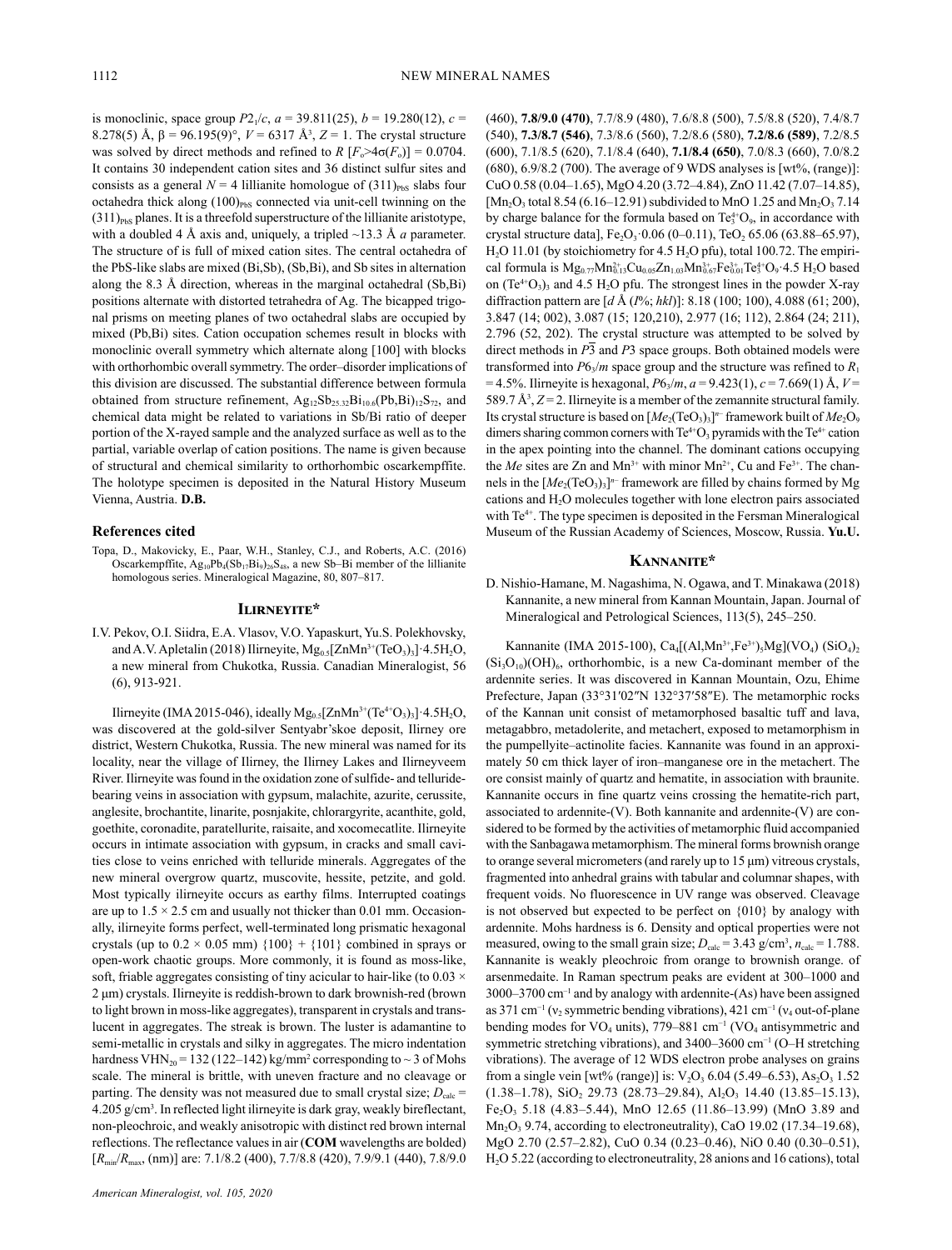is monoclinic, space group $P2_1/c$, $a$ = 39.811(25), $b$ = 19.280(12), $c$ = 8.278(5) Å, β = 96.195(9)°, $V$ = 6317 Å$^3$, $Z$ = 1. The crystal structure was solved by direct methods and refined to $R$ [$F_o$>4σ($F_o$)] = 0.0704. It contains 30 independent cation sites and 36 distinct sulfur sites and consists as a general $N$ = 4 lillianite homologue of $(311)_{PbS}$ slabs four octahedra thick along $(100)_{PbS}$ connected via unit-cell twinning on the $(311)_{PbS}$ planes. It is a threefold superstructure of the lillianite aristotype, with a doubled 4 Å axis and, uniquely, a tripled ~13.3 Å $a$ parameter. The structure of is full of mixed cation sites. The central octahedra of the PbS-like slabs are mixed (Bi,Sb), (Sb,Bi), and Sb sites in alternation along the 8.3 Å direction, whereas in the marginal octahedral (Sb,Bi) positions alternate with distorted tetrahedra of Ag. The bicapped trigonal prisms on meeting planes of two octahedral slabs are occupied by mixed (Pb,Bi) sites. Cation occupation schemes result in blocks with monoclinic overall symmetry which alternate along [100] with blocks with orthorhombic overall symmetry. The order–disorder implications of this division are discussed. The substantial difference between formula obtained from structure refinement, $Ag_{12}Sb_{25.32}Bi_{10.6}(Pb,Bi)_{12}S_{72}$, and chemical data might be related to variations in Sb/Bi ratio of deeper portion of the X-rayed sample and the analyzed surface as well as to the partial, variable overlap of cation positions. The name is given because of structural and chemical similarity to orthorhombic oscarkempffite. The holotype specimen is deposited in the Natural History Museum Vienna, Austria. **D.B.**

### References cited

Topa, D., Makovicky, E., Paar, W.H., Stanley, C.J., and Roberts, A.C. (2016) Oscarkempffite, $Ag_{10}Pb_4(Sb_{17}Bi_9)_{26}S_{48}$, a new Sb–Bi member of the lillianite homologous series. Mineralogical Magazine, 80, 807–817.

## Ilirneyite*

I.V. Pekov, O.I. Siidra, E.A. Vlasov, V.O. Yapaskurt, Yu.S. Polekhovsky, and A.V. Apletalin (2018) Ilirneyite, $Mg_{0.5}[ZnMn^{3+}(TeO_3)_3]\cdot4.5H_2O$, a new mineral from Chukotka, Russia. Canadian Mineralogist, 56 (6), 913-921.

Ilirneyite (IMA 2015-046), ideally $Mg_{0.5}[ZnMn^{3+}(Te^{4+}O_3)_3]\cdot4.5H_2O$, was discovered at the gold-silver Sentyabr'skoe deposit, Ilirney ore district, Western Chukotka, Russia. The new mineral was named for its locality, near the village of Ilirney, the Ilirney Lakes and Ilirneyveem River. Ilirneyite was found in the oxidation zone of sulfide- and telluride-bearing veins in association with gypsum, malachite, azurite, cerussite, anglesite, brochantite, linarite, posnjakite, chlorargyrite, acanthite, gold, goethite, coronadite, paratellurite, raisaite, and xocomecatlite. Ilirneyite occurs in intimate association with gypsum, in cracks and small cavities close to veins enriched with telluride minerals. Aggregates of the new mineral overgrow quartz, muscovite, hessite, petzite, and gold. Most typically ilirneyite occurs as earthy films. Interrupted coatings are up to 1.5 × 2.5 cm and usually not thicker than 0.01 mm. Occasionally, ilirneyite forms perfect, well-terminated long prismatic hexagonal crystals (up to 0.2 × 0.05 mm) {100} + {101} combined in sprays or open-work chaotic groups. More commonly, it is found as moss-like, soft, friable aggregates consisting of tiny acicular to hair-like (to 0.03 × 2 μm) crystals. Ilirneyite is reddish-brown to dark brownish-red (brown to light brown in moss-like aggregates), transparent in crystals and translucent in aggregates. The streak is brown. The luster is adamantine to semi-metallic in crystals and silky in aggregates. The micro indentation hardness $VHN_{20}$ = 132 (122–142) kg/mm$^2$ corresponding to ~ 3 of Mohs scale. The mineral is brittle, with uneven fracture and no cleavage or parting. The density was not measured due to small crystal size; $D_{calc}$ = 4.205 g/cm$^3$. In reflected light ilirneyite is dark gray, weakly bireflectant, non-pleochroic, and weakly anisotropic with distinct red brown internal reflections. The reflectance values in air (**COM** wavelengths are bolded) [$R_{min}/R_{max}$, (nm)] are: 7.1/8.2 (400), 7.7/8.8 (420), 7.9/9.1 (440), 7.8/9.0 (460), **7.8/9.0 (470)**, 7.7/8.9 (480), 7.6/8.8 (500), 7.5/8.8 (520), 7.4/8.7 (540), **7.3/8.7 (546)**, 7.3/8.6 (560), 7.2/8.6 (580), **7.2/8.6 (589)**, 7.2/8.5 (600), 7.1/8.5 (620), 7.1/8.4 (640), **7.1/8.4 (650)**, 7.0/8.3 (660), 7.0/8.2 (680), 6.9/8.2 (700). The average of 9 WDS analyses is [wt%, (range)]: CuO 0.58 (0.04–1.65), MgO 4.20 (3.72–4.84), ZnO 11.42 (7.07–14.85), [$Mn_2O_3$ total 8.54 (6.16–12.91) subdivided to MnO 1.25 and $Mn_2O_3$ 7.14 by charge balance for the formula based on $Te_3^{4+}O_9$, in accordance with crystal structure data], $Fe_2O_3$ 0.06 (0–0.11), $TeO_2$ 65.06 (63.88–65.97), $H_2O$ 11.01 (by stoichiometry for 4.5 $H_2O$ pfu), total 100.72. The empirical formula is $Mg_{0.77}Mn^{2+}_{0.13}Cu_{0.05}Zn_{1.03}Mn^{3+}_{0.67}Fe^{3+}_{0.01}Te^{4+}_3O_9\cdot4.5H_2O$ based on $(Te^{4+}O_3)_3$ and 4.5 $H_2O$ pfu. The strongest lines in the powder X-ray diffraction pattern are [$d$ Å ($I$%; $hkl$)]: 8.18 (100; 100), 4.088 (61; 200), 3.847 (14; 002), 3.087 (15; 120,210), 2.977 (16; 112), 2.864 (24; 211), 2.796 (52, 202). The crystal structure was attempted to be solved by direct methods in $P\overline{3}$ and $P3$ space groups. Both obtained models were transformed into $P6_3/m$ space group and the structure was refined to $R_1$ = 4.5%. Ilirneyite is hexagonal, $P6_3/m$, $a$ = 9.423(1), $c$ = 7.669(1) Å, $V$ = 589.7 Å$^3$, $Z$ = 2. Ilirneyite is a member of the zemannite structural family. Its crystal structure is based on $[Me_2(TeO_3)_3]^{n-}$ framework built of $Me_2O_9$ dimers sharing common corners with $Te^{4+}O_3$ pyramids with the $Te^{4+}$ cation in the apex pointing into the channel. The dominant cations occupying the $Me$ sites are Zn and $Mn^{3+}$ with minor $Mn^{2+}$, Cu and $Fe^{3+}$. The channels in the $[Me_2(TeO_3)_3]^{n-}$ framework are filled by chains formed by Mg cations and $H_2O$ molecules together with lone electron pairs associated with $Te^{4+}$. The type specimen is deposited in the Fersman Mineralogical Museum of the Russian Academy of Sciences, Moscow, Russia. **Yu.U.**

## Kannanite*

D. Nishio-Hamane, M. Nagashima, N. Ogawa, and T. Minakawa (2018) Kannanite, a new mineral from Kannan Mountain, Japan. Journal of Mineralogical and Petrological Sciences, 113(5), 245–250.

Kannanite (IMA 2015-100), $Ca_4[(Al,Mn^{3+},Fe^{3+})_5Mg](VO_4)(SiO_4)_2(Si_3O_{10})(OH)_6$, orthorhombic, is a new Ca-dominant member of the ardennite series. It was discovered in Kannan Mountain, Ozu, Ehime Prefecture, Japan (33°31′02″N 132°37′58″E). The metamorphic rocks of the Kannan unit consist of metamorphosed basaltic tuff and lava, metagabbro, metadolerite, and metachert, exposed to metamorphism in the pumpellyite–actinolite facies. Kannanite was found in an approximately 50 cm thick layer of iron–manganese ore in the metachert. The ore consist mainly of quartz and hematite, in association with braunite. Kannanite occurs in fine quartz veins crossing the hematite-rich part, associated to ardennite-(V). Both kannanite and ardennite-(V) are considered to be formed by the activities of metamorphic fluid accompanied with the Sanbagawa metamorphism. The mineral forms brownish orange to orange several micrometers (and rarely up to 15 μm) vitreous crystals, fragmented into anhedral grains with tabular and columnar shapes, with frequent voids. No fluorescence in UV range was observed. Cleavage is not observed but expected to be perfect on {010} by analogy with ardennite. Mohs hardness is 6. Density and optical properties were not measured, owing to the small grain size; $D_{calc}$ = 3.43 g/cm$^3$, $n_{calc}$ = 1.788. Kannanite is weakly pleochroic from orange to brownish orange. of arsenmedaite. In Raman spectrum peaks are evident at 300–1000 and 3000–3700 cm$^{-1}$ and by analogy with ardennite-(As) have been assigned as 371 cm$^{-1}$ ($\nu_2$ symmetric bending vibrations), 421 cm$^{-1}$ ($\nu_4$ out-of-plane bending modes for $VO_4$ units), 779–881 cm$^{-1}$ ($VO_4$ antisymmetric and symmetric stretching vibrations), and 3400–3600 cm$^{-1}$ (O–H stretching vibrations). The average of 12 WDS electron probe analyses on grains from a single vein [wt% (range)] is: $V_2O_5$ 6.04 (5.49–6.53), $As_2O_5$ 1.52 (1.38–1.78), $SiO_2$ 29.73 (28.73–29.84), $Al_2O_3$ 14.40 (13.85–15.13), $Fe_2O_3$ 5.18 (4.83–5.44), MnO 12.65 (11.86–13.99) (MnO 3.89 and $Mn_2O_3$ 9.74, according to electroneutrality), CaO 19.02 (17.34–19.68), MgO 2.70 (2.57–2.82), CuO 0.34 (0.23–0.46), NiO 0.40 (0.30–0.51), $H_2O$ 5.22 (according to electroneutrality, 28 anions and 16 cations), total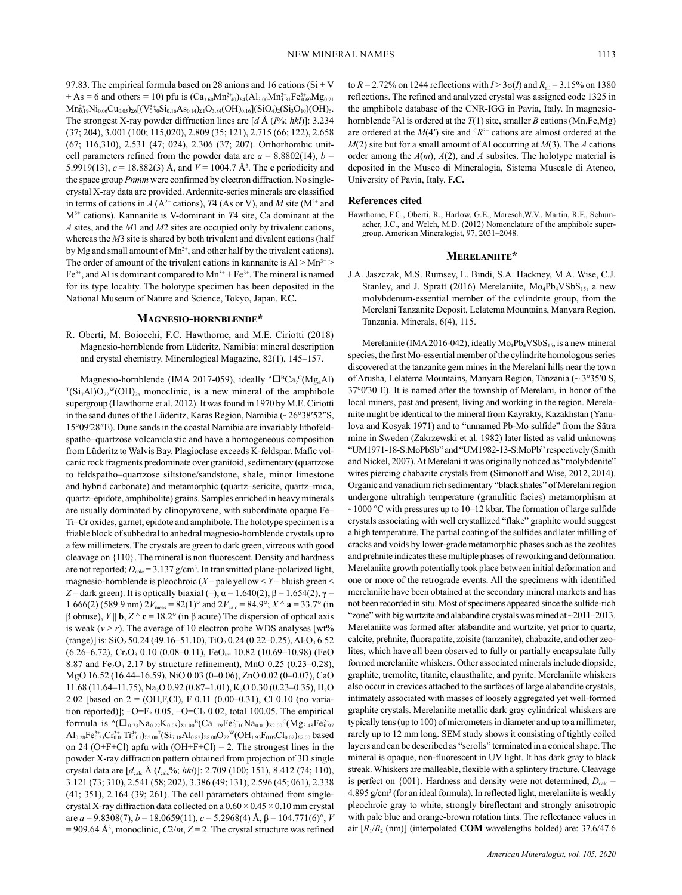97.83. The empirical formula based on 28 anions and 16 cations (Si + V + As = 6 and others = 10) pfu is $(Ca_{3.60}Mn^{2+}_{0.40})_{\Sigma4}(Al_{3.00}Mn^{3+}_{1.31}Fe^{3+}_{0.69}Mg_{0.71}Mn^{2+}_{0.19}Ni_{0.06}Cu_{0.05})_{\Sigma6}[(V^{5+}_{0.70}Si_{0.16}As_{0.14})_{\Sigma1}O_{3.84}(OH)_{0.16}](SiO_4)_2(Si_3O_{10})(OH)_6$. The strongest X-ray powder diffraction lines are [$d$ Å ($I$%; $hkl$)]: 3.234 (37; 204), 3.001 (100; 115,020), 2.809 (35; 121), 2.715 (66; 122), 2.658 (67; 116,310), 2.531 (47; 024), 2.306 (37; 207). Orthorhombic unit-cell parameters refined from the powder data are $a$ = 8.8802(14), $b$ = 5.9919(13), $c$ = 18.882(3) Å, and $V$ = 1004.7 Å$^3$. The **c** periodicity and the space group *Pnmm* were confirmed by electron diffraction. No single-crystal X-ray data are provided. Ardennite-series minerals are classified in terms of cations in $A$ ($A^{2+}$ cations), $T4$ (As or V), and $M$ site ($M^{2+}$ and $M^{3+}$ cations). Kannanite is V-dominant in $T4$ site, Ca dominant at the $A$ sites, and the $M1$ and $M2$ sites are occupied only by trivalent cations, whereas the $M3$ site is shared by both trivalent and divalent cations (half by Mg and small amount of $Mn^{2+}$, and other half by the trivalent cations). The order of amount of the trivalent cations in kannanite is Al > $Mn^{3+}$ > $Fe^{3+}$, and Al is dominant compared to $Mn^{3+}$ + $Fe^{3+}$. The mineral is named for its type locality. The holotype specimen has been deposited in the National Museum of Nature and Science, Tokyo, Japan. **F.C.**

## Magnesio-hornblende*

R. Oberti, M. Boiocchi, F.C. Hawthorne, and M.E. Ciriotti (2018) Magnesio-hornblende from Lüderitz, Namibia: mineral description and crystal chemistry. Mineralogical Magazine, 82(1), 145–157.

Magnesio-hornblende (IMA 2017-059), ideally $^A\square^BCa_2{}^C(Mg_4Al)^T(Si_7Al)O_{22}{}^W(OH)_2$, monoclinic, is a new mineral of the amphibole supergroup (Hawthorne et al. 2012). It was found in 1970 by M.E. Ciriotti in the sand dunes of the Lüderitz, Karas Region, Namibia (~26°38′52″S, 15°09′28″E). Dune sands in the coastal Namibia are invariably lithofeld-spatho–quartzose volcaniclastic and have a homogeneous composition from Lüderitz to Walvis Bay. Plagioclase exceeds K-feldspar. Mafic volcanic rock fragments predominate over granitoid, sedimentary (quartzose to feldspatho–quartzose siltstone/sandstone, shale, minor limestone and hybrid carbonate) and metamorphic (quartz–sericite, quartz–mica, quartz–epidote, amphibolite) grains. Samples enriched in heavy minerals are usually dominated by clinopyroxene, with subordinate opaque Fe–Ti–Cr oxides, garnet, epidote and amphibole. The holotype specimen is a friable block of subhedral to anhedral magnesio-hornblende crystals up to a few millimeters. The crystals are green to dark green, vitreous with good cleavage on {110}. The mineral is non fluorescent. Density and hardness are not reported; $D_{calc}$ = 3.137 g/cm$^3$. In transmitted plane-polarized light, magnesio-hornblende is pleochroic ($X$ – pale yellow < $Y$ – bluish green < $Z$ – dark green). It is optically biaxial (–), α = 1.640(2), β = 1.654(2), γ = 1.666(2) (589.9 nm) $2V_{meas}$ = 82(1)° and $2V_{calc}$ = 84.9°; $X$ ^ **a** = 33.7° (in β obtuse), $Y$ ∥ **b**, $Z$ ^ **c** = 18.2° (in β acute) The dispersion of optical axis is weak ($v > r$). The average of 10 electron probe WDS analyses [wt% (range)] is: $SiO_2$ 50.24 (49.16–51.10), $TiO_2$ 0.24 (0.22–0.25), $Al_2O_3$ 6.52 (6.26–6.72), $Cr_2O_3$ 0.10 (0.08–0.11), $FeO_{tot}$ 10.82 (10.69–10.98) (FeO 8.87 and $Fe_2O_3$ 2.17 by structure refinement), MnO 0.25 (0.23–0.28), MgO 16.52 (16.44–16.59), NiO 0.03 (0–0.06), ZnO 0.02 (0–0.07), CaO 11.68 (11.64–11.75), $Na_2O$ 0.92 (0.87–1.01), $K_2O$ 0.30 (0.23–0.35), $H_2O$ 2.02 [based on 2 = (OH,F,Cl), F 0.11 (0.00–0.31), Cl 0.10 (no variation reported)]; $-O{=}F_2$ 0.05, $-O{=}Cl_2$ 0.02, total 100.05. The empirical formula is $^A(\square_{0.73}Na_{0.22}K_{0.05})_{\Sigma1.00}{}^B(Ca_{1.79}Fe^{2+}_{0.10}Na_{0.01})_{\Sigma2.00}{}^C(Mg_{3.48}Fe^{2+}_{0.97}Al_{0.28}Fe^{3+}_{0.23}Cr^{3+}_{0.01}Ti^{4+}_{0.01})_{\Sigma5.00}{}^T(Si_{7.18}Al_{0.82})_{\Sigma8.00}O_{22}{}^W(OH_{1.93}F_{0.05}Cl_{0.02})_{\Sigma2.00}$ based on 24 (O+F+Cl) apfu with (OH+F+Cl) = 2. The strongest lines in the powder X-ray diffraction pattern obtained from projection of 3D single crystal data are [$d_{calc}$ Å ($I_{calc}$%; $hkl$)]: 2.709 (100; 151), 8.412 (74; 110), 3.121 (73; 310), 2.541 (58; $\bar{2}$02), 3.386 (49; 131), 2.596 (45; 061), 2.338 (41; $\bar{3}$51), 2.164 (39; 261). The cell parameters obtained from single-crystal X-ray diffraction data collected on a 0.60 × 0.45 × 0.10 mm crystal are $a$ = 9.8308(7), $b$ = 18.0659(11), $c$ = 5.2968(4) Å, β = 104.771(6)°, $V$ = 909.64 Å$^3$, monoclinic, $C2/m$, $Z$ = 2. The crystal structure was refined to $R$ = 2.72% on 1244 reflections with $I > 3\sigma(I)$ and $R_{all}$ = 3.15% on 1380 reflections. The refined and analyzed crystal was assigned code 1325 in the amphibole database of the CNR-IGG in Pavia, Italy. In magnesio-hornblende $^T$Al is ordered at the $T(1)$ site, smaller $B$ cations (Mn,Fe,Mg) are ordered at the $M(4')$ site and $^CR^{3+}$ cations are almost ordered at the $M(2)$ site but for a small amount of Al occurring at $M(3)$. The $A$ cations order among the $A(m)$, $A(2)$, and $A$ subsites. The holotype material is deposited in the Museo di Mineralogia, Sistema Museale di Ateneo, University of Pavia, Italy. **F.C.**

### References cited

Hawthorne, F.C., Oberti, R., Harlow, G.E., Maresch,W.V., Martin, R.F., Schumacher, J.C., and Welch, M.D. (2012) Nomenclature of the amphibole supergroup. American Mineralogist, 97, 2031–2048.

## Merelaniite*

J.A. Jaszczak, M.S. Rumsey, L. Bindi, S.A. Hackney, M.A. Wise, C.J. Stanley, and J. Spratt (2016) Merelaniite, $Mo_4Pb_4VSbS_{15}$, a new molybdenum-essential member of the cylindrite group, from the Merelani Tanzanite Deposit, Lelatema Mountains, Manyara Region, Tanzania. Minerals, 6(4), 115.

Merelaniite (IMA 2016-042), ideally $Mo_4Pb_4VSbS_{15}$, is a new mineral species, the first Mo-essential member of the cylindrite homologous series discovered at the tanzanite gem mines in the Merelani hills near the town of Arusha, Lelatema Mountains, Manyara Region, Tanzania (~ 3°35′0 S, 37°0′30 E). It is named after the township of Merelani, in honor of the local miners, past and present, living and working in the region. Merelaniite might be identical to the mineral from Kayrakty, Kazakhstan (Yanulova and Kosyak 1971) and to "unnamed Pb-Mo sulfide" from the Sätra mine in Sweden (Zakrzewski et al. 1982) later listed as valid unknowns "UM1971-18-S:MoPbSb" and "UM1982-13-S:MoPb" respectively (Smith and Nickel, 2007). At Merelani it was originally noticed as "molybdenite" wires piercing chabazite crystals from (Simonoff and Wise, 2012, 2014). Organic and vanadium rich sedimentary "black shales" of Merelani region undergone ultrahigh temperature (granulitic facies) metamorphism at ~1000 °C with pressures up to 10–12 kbar. The formation of large sulfide crystals associating with well crystallized "flake" graphite would suggest a high temperature. The partial coating of the sulfides and later infilling of cracks and voids by lower-grade metamorphic phases such as the zeolites and prehnite indicates these multiple phases of reworking and deformation. Merelaniite growth potentially took place between initial deformation and one or more of the retrograde events. All the specimens with identified merelaniite have been obtained at the secondary mineral markets and has not been recorded in situ. Most of specimens appeared since the sulfide-rich "zone" with big wurtzite and alabandine crystals was mined at ~2011–2013. Merelaniite was formed after alabandite and wurtzite, yet prior to quartz, calcite, prehnite, fluorapatite, zoisite (tanzanite), chabazite, and other zeolites, which have all been observed to fully or partially encapsulate fully formed merelaniite whiskers. Other associated minerals include diopside, graphite, tremolite, titanite, clausthalite, and pyrite. Merelaniite whiskers also occur in crevices attached to the surfaces of large alabandite crystals, intimately associated with masses of loosely aggregated yet well-formed graphite crystals. Merelaniite metallic dark gray cylindrical whiskers are typically tens (up to 100) of micrometers in diameter and up to a millimeter, rarely up to 12 mm long. SEM study shows it consisting of tightly coiled layers and can be described as "scrolls" terminated in a conical shape. The mineral is opaque, non-fluorescent in UV light. It has dark gray to black streak. Whiskers are malleable, flexible with a splintery fracture. Cleavage is perfect on {001}. Hardness and density were not determined; $D_{calc}$ = 4.895 g/cm$^3$ (for an ideal formula). In reflected light, merelaniite is weakly pleochroic gray to white, strongly bireflectant and strongly anisotropic with pale blue and orange-brown rotation tints. The reflectance values in air [$R_1/R_2$ (nm)] (interpolated **COM** wavelengths bolded) are: 37.6/47.6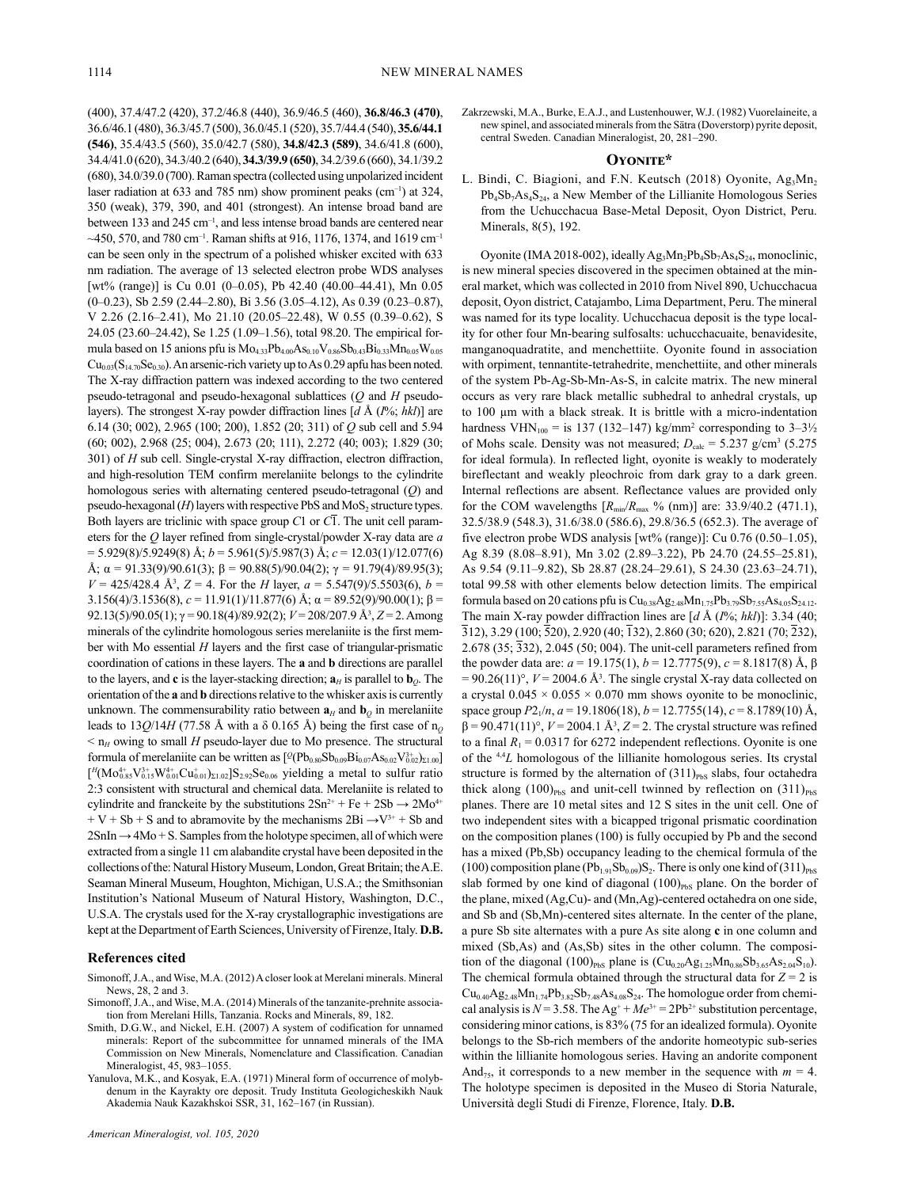(400), 37.4/47.2 (420), 37.2/46.8 (440), 36.9/46.5 (460), **36.8/46.3 (470)**, 36.6/46.1 (480), 36.3/45.7 (500), 36.0/45.1 (520), 35.7/44.4 (540), **35.6/44.1 (546)**, 35.4/43.5 (560), 35.0/42.7 (580), **34.8/42.3 (589)**, 34.6/41.8 (600), 34.4/41.0 (620), 34.3/40.2 (640), **34.3/39.9 (650)**, 34.2/39.6 (660), 34.1/39.2 (680), 34.0/39.0 (700). Raman spectra (collected using unpolarized incident laser radiation at 633 and 785 nm) show prominent peaks ($cm^{-1}$) at 324, 350 (weak), 379, 390, and 401 (strongest). An intense broad band are between 133 and 245 $cm^{-1}$, and less intense broad bands are centered near ~450, 570, and 780 $cm^{-1}$. Raman shifts at 916, 1176, 1374, and 1619 $cm^{-1}$ can be seen only in the spectrum of a polished whisker excited with 633 nm radiation. The average of 13 selected electron probe WDS analyses [wt% (range)] is Cu 0.01 (0–0.05), Pb 42.40 (40.00–44.41), Mn 0.05 (0–0.23), Sb 2.59 (2.44–2.80), Bi 3.56 (3.05–4.12), As 0.39 (0.23–0.87), V 2.26 (2.16–2.41), Mo 21.10 (20.05–22.48), W 0.55 (0.39–0.62), S 24.05 (23.60–24.42), Se 1.25 (1.09–1.56), total 98.20. The empirical formula based on 15 anions pfu is $Mo_{4.33}Pb_{4.00}As_{0.10}V_{0.86}Sb_{0.43}Bi_{0.33}Mn_{0.05}W_{0.05}Cu_{0.03}(S_{14.70}Se_{0.30})$. An arsenic-rich variety up to As 0.29 apfu has been noted. The X-ray diffraction pattern was indexed according to the two centered pseudo-tetragonal and pseudo-hexagonal sublattices ($Q$ and $H$ pseudo-layers). The strongest X-ray powder diffraction lines [$d$ Å ($I$%; $hkl$)] are 6.14 (30; 002), 2.965 (100; 200), 1.852 (20; 311) of $Q$ sub cell and 5.94 (60; 002), 2.968 (25; 004), 2.673 (20; 111), 2.272 (40; 003); 1.829 (30; 301) of $H$ sub cell. Single-crystal X-ray diffraction, electron diffraction, and high-resolution TEM confirm merelaniite belongs to the cylindrite homologous series with alternating centered pseudo-tetragonal ($Q$) and pseudo-hexagonal ($H$) layers with respective PbS and $MoS_2$ structure types. Both layers are triclinic with space group $C1$ or $C\bar{1}$. The unit cell parameters for the $Q$ layer refined from single-crystal/powder X-ray data are $a$ = 5.929(8)/5.9249(8) Å; $b$ = 5.961(5)/5.987(3) Å; $c$ = 12.03(1)/12.077(6) Å; $\alpha$ = 91.33(9)/90.61(3); $\beta$ = 90.88(5)/90.04(2); $\gamma$ = 91.79(4)/89.95(3); $V$ = 425/428.4 Å$^3$, $Z$ = 4. For the $H$ layer, $a$ = 5.547(9)/5.5503(6), $b$ = 3.156(4)/3.1536(8), $c$ = 11.91(1)/11.877(6) Å; $\alpha$ = 89.52(9)/90.00(1); $\beta$ = 92.13(5)/90.05(1); $\gamma$ = 90.18(4)/89.92(2); $V$ = 208/207.9 Å$^3$, $Z$ = 2. Among minerals of the cylindrite homologous series merelaniite is the first member with Mo essential $H$ layers and the first case of triangular-prismatic coordination of cations in these layers. The **a** and **b** directions are parallel to the layers, and **c** is the layer-stacking direction; $\mathbf{a}_H$ is parallel to $\mathbf{b}_Q$. The orientation of the **a** and **b** directions relative to the whisker axis is currently unknown. The commensurability ratio between $\mathbf{a}_H$ and $\mathbf{b}_Q$ in merelaniite leads to 13$Q$/14$H$ (77.58 Å with a δ 0.165 Å) being the first case of $n_Q < n_H$ owing to small $H$ pseudo-layer due to Mo presence. The structural formula of merelaniite can be written as $[^{Q}(Pb_{0.80}Sb_{0.09}Bi_{0.07}As_{0.02}V^{3+}_{0.02})_{\Sigma1.00}]$ $[^{H}(Mo^{4+}_{0.85}V^{3+}_{0.15}W^{4+}_{0.01}Cu^{+}_{0.01})_{\Sigma1.02}]S_{2.92}Se_{0.06}$ yielding a metal to sulfur ratio 2:3 consistent with structural and chemical data. Merelaniite is related to cylindrite and franckeite by the substitutions $2Sn^{2+} + Fe + 2Sb \rightarrow 2Mo^{4+} + V + Sb + S$ and to abramovite by the mechanisms $2Bi \rightarrow V^{3+} + Sb$ and $2SnIn \rightarrow 4Mo + S$. Samples from the holotype specimen, all of which were extracted from a single 11 cm alabandite crystal have been deposited in the collections of the: Natural History Museum, London, Great Britain; the A.E. Seaman Mineral Museum, Houghton, Michigan, U.S.A.; the Smithsonian Institution's National Museum of Natural History, Washington, D.C., U.S.A. The crystals used for the X-ray crystallographic investigations are kept at the Department of Earth Sciences, University of Firenze, Italy. **D.B.**

### References cited

Simonoff, J.A., and Wise, M.A. (2012) A closer look at Merelani minerals. Mineral News, 28, 2 and 3.

Simonoff, J.A., and Wise, M.A. (2014) Minerals of the tanzanite-prehnite association from Merelani Hills, Tanzania. Rocks and Minerals, 89, 182.

Smith, D.G.W., and Nickel, E.H. (2007) A system of codification for unnamed minerals: Report of the subcommittee for unnamed minerals of the IMA Commission on New Minerals, Nomenclature and Classification. Canadian Mineralogist, 45, 983–1055.

Yanulova, M.K., and Kosyak, E.A. (1971) Mineral form of occurrence of molybdenum in the Kayrakty ore deposit. Trudy Instituta Geologicheskikh Nauk Akademia Nauk Kazakhskoi SSR, 31, 162–167 (in Russian).

Zakrzewski, M.A., Burke, E.A.J., and Lustenhouwer, W.J. (1982) Vuorelaineite, a new spinel, and associated minerals from the Sätra (Doverstorp) pyrite deposit, central Sweden. Canadian Mineralogist, 20, 281–290.

## Oyonite*

L. Bindi, C. Biagioni, and F.N. Keutsch (2018) Oyonite, $Ag_3Mn_2Pb_4Sb_7As_4S_{24}$, a New Member of the Lillianite Homologous Series from the Uchucchacua Base-Metal Deposit, Oyon District, Peru. Minerals, 8(5), 192.

Oyonite (IMA 2018-002), ideally $Ag_3Mn_2Pb_4Sb_7As_4S_{24}$, monoclinic, is new mineral species discovered in the specimen obtained at the mineral market, which was collected in 2010 from Nivel 890, Uchucchacua deposit, Oyon district, Catajambo, Lima Department, Peru. The mineral was named for its type locality. Uchucchacua deposit is the type locality for other four Mn-bearing sulfosalts: uchucchacuaite, benavidesite, manganoquadratite, and menchettiite. Oyonite found in association with orpiment, tennantite-tetrahedrite, menchettiite, and other minerals of the system Pb-Ag-Sb-Mn-As-S, in calcite matrix. The new mineral occurs as very rare black metallic subhedral to anhedral crystals, up to 100 μm with a black streak. It is brittle with a micro-indentation hardness $VHN_{100}$ = is 137 (132–147) kg/mm$^2$ corresponding to 3–3½ of Mohs scale. Density was not measured; $D_{calc}$ = 5.237 g/cm$^3$ (5.275 for ideal formula). In reflected light, oyonite is weakly to moderately bireflectant and weakly pleochroic from dark gray to a dark green. Internal reflections are absent. Reflectance values are provided only for the COM wavelengths [$R_{min}$/$R_{max}$ % (nm)] are: 33.9/40.2 (471.1), 32.5/38.9 (548.3), 31.6/38.0 (586.6), 29.8/36.5 (652.3). The average of five electron probe WDS analysis [wt% (range)]: Cu 0.76 (0.50–1.05), Ag 8.39 (8.08–8.91), Mn 3.02 (2.89–3.22), Pb 24.70 (24.55–25.81), As 9.54 (9.11–9.82), Sb 28.87 (28.24–29.61), S 24.30 (23.63–24.71), total 99.58 with other elements below detection limits. The empirical formula based on 20 cations pfu is $Cu_{0.38}Ag_{2.48}Mn_{1.75}Pb_{3.79}Sb_{7.55}As_{4.05}S_{24.12}$. The main X-ray powder diffraction lines are [$d$ Å ($I$%; $hkl$)]: 3.34 (40; $\bar{3}12$), 3.29 (100; $\bar{5}20$), 2.920 (40; $\bar{1}32$), 2.860 (30; 620), 2.821 (70; $\bar{2}32$), 2.678 (35; $\bar{3}32$), 2.045 (50; 004). The unit-cell parameters refined from the powder data are: $a$ = 19.175(1), $b$ = 12.7775(9), $c$ = 8.1817(8) Å, $\beta$ = 90.26(11)°, $V$ = 2004.6 Å$^3$. The single crystal X-ray data collected on a crystal 0.045 × 0.055 × 0.070 mm shows oyonite to be monoclinic, space group $P2_1/n$, $a$ = 19.1806(18), $b$ = 12.7755(14), $c$ = 8.1789(10) Å, $\beta$ = 90.471(11)°, $V$ = 2004.1 Å$^3$, $Z$ = 2. The crystal structure was refined to a final $R_1$ = 0.0317 for 6272 independent reflections. Oyonite is one of the $^{4,4}L$ homologues of the lillianite homologous series. Its crystal structure is formed by the alternation of $(311)_{PbS}$ slabs, four octahedra thick along $(100)_{PbS}$ and unit-cell twinned by reflection on $(311)_{PbS}$ planes. There are 10 metal sites and 12 S sites in the unit cell. One of two independent sites with a bicapped trigonal prismatic coordination on the composition planes (100) is fully occupied by Pb and the second has a mixed (Pb,Sb) occupancy leading to the chemical formula of the (100) composition plane $(Pb_{1.91}Sb_{0.09})S_2$. There is only one kind of $(311)_{PbS}$ slab formed by one kind of diagonal $(100)_{PbS}$ plane. On the border of the plane, mixed (Ag,Cu)- and (Mn,Ag)-centered octahedra on one side, and Sb and (Sb,Mn)-centered sites alternate. In the center of the plane, a pure Sb site alternates with a pure As site along **c** in one column and mixed (Sb,As) and (As,Sb) sites in the other column. The composition of the diagonal $(100)_{PbS}$ plane is $(Cu_{0.20}Ag_{1.25}Mn_{0.86}Sb_{3.65}As_{2.04}S_{10})$. The chemical formula obtained through the structural data for $Z$ = 2 is $Cu_{0.40}Ag_{2.48}Mn_{1.74}Pb_{3.82}Sb_{7.48}As_{4.08}S_{24}$. The homologue order from chemical analysis is $N$ = 3.58. The $Ag^+ + Me^{3+} = 2Pb^{2+}$ substitution percentage, considering minor cations, is 83% (75 for an idealized formula). Oyonite belongs to the Sb-rich members of the andorite homeotypic sub-series within the lillianite homologous series. Having an andorite component $And_{75}$, it corresponds to a new member in the sequence with $m$ = 4. The holotype specimen is deposited in the Museo di Storia Naturale, Università degli Studi di Firenze, Florence, Italy. **D.B.**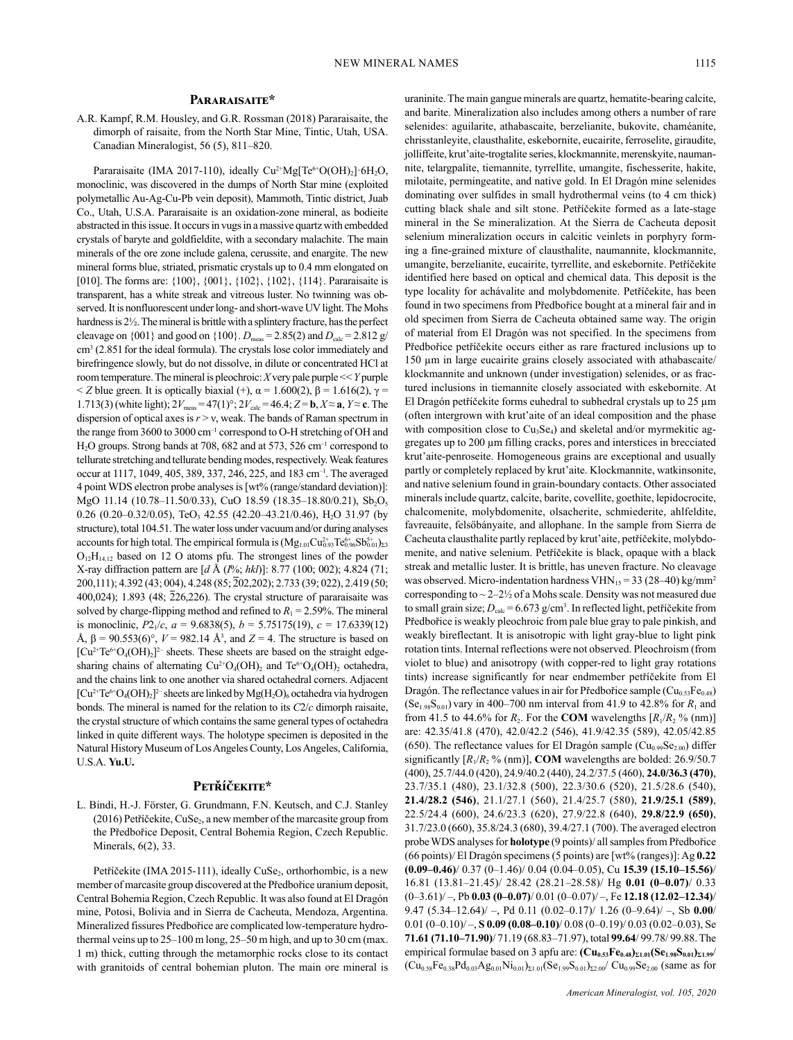## Pararaisaite*

A.R. Kampf, R.M. Housley, and G.R. Rossman (2018) Pararaisaite, the dimorph of raisaite, from the North Star Mine, Tintic, Utah, USA. Canadian Mineralogist, 56 (5), 811–820.

Pararaisaite (IMA 2017-110), ideally $Cu^{2+}Mg[Te^{6+}O(OH)_2]·6H_2O$, monoclinic, was discovered in the dumps of North Star mine (exploited polymetallic Au-Ag-Cu-Pb vein deposit), Mammoth, Tintic district, Juab Co., Utah, U.S.A. Pararaisaite is an oxidation-zone mineral, as bodieite abstracted in this issue. It occurs in vugs in a massive quartz with embedded crystals of baryte and goldfieldite, with a secondary malachite. The main minerals of the ore zone include galena, cerussite, and enargite. The new mineral forms blue, striated, prismatic crystals up to 0.4 mm elongated on [010]. The forms are: {100}, {001}, {102}, {102}, {114}. Pararaisaite is transparent, has a white streak and vitreous luster. No twinning was observed. It is nonfluorescent under long- and short-wave UV light. The Mohs hardness is 2½. The mineral is brittle with a splintery fracture, has the perfect cleavage on {001} and good on {100}. $D_{meas}$ = 2.85(2) and $D_{calc}$ = 2.812 g/cm³ (2.851 for the ideal formula). The crystals lose color immediately and birefringence slowly, but do not dissolve, in dilute or concentrated HCl at room temperature. The mineral is pleochroic: *X* very pale purple << *Y* purple < *Z* blue green. It is optically biaxial (+), α = 1.600(2), β = 1.616(2), γ = 1.713(3) (white light); $2V_{meas}$ = 47(1)°; $2V_{calc}$ = 46.4; *Z* = **b**, *X* ≈ **a**, *Y* ≈ **c**. The dispersion of optical axes is *r* > v, weak. The bands of Raman spectrum in the range from 3600 to 3000 cm$^{-1}$ correspond to O-H stretching of OH and $H_2O$ groups. Strong bands at 708, 682 and at 573, 526 cm$^{-1}$ correspond to tellurate stretching and tellurate bending modes, respectively. Weak features occur at 1117, 1049, 405, 389, 337, 246, 225, and 183 cm$^{-1}$. The averaged 4 point WDS electron probe analyses is [wt% (range/standard deviation)]: MgO 11.14 (10.78–11.50/0.33), CuO 18.59 (18.35–18.80/0.21), $Sb_2O_5$ 0.26 (0.20–0.32/0.05), $TeO_3$ 42.55 (42.20–43.21/0.46), $H_2O$ 31.97 (by structure), total 104.51. The water loss under vacuum and/or during analyses accounts for high total. The empirical formula is $(Mg_{1.01}Cu^{2+}_{0.93}Te^{6+}_{0.96}Sb^{5+}_{0.01})_{\Sigma3}O_{12}H_{14.12}$ based on 12 O atoms pfu. The strongest lines of the powder X-ray diffraction pattern are [*d* Å (*I*%; *hkl*)]: 8.77 (100; 002); 4.824 (71; 200,111); 4.392 (43; 004), 4.248 (85; $\bar{2}$02,202); 2.733 (39; 022), 2.419 (50; 400,024); 1.893 (48; $\bar{2}$26,226). The crystal structure of pararaisaite was solved by charge-flipping method and refined to $R_1$ = 2.59%. The mineral is monoclinic, $P2_1/c$, *a* = 9.6838(5), *b* = 5.75175(19), *c* = 17.6339(12) Å, β = 90.553(6)°, *V* = 982.14 Å³, and *Z* = 4. The structure is based on $[Cu^{2+}Te^{6+}O_4(OH)_2]^{2-}$ sheets. These sheets are based on the straight edge-sharing chains of alternating $Cu^{2+}O_4(OH)_2$ and $Te^{6+}O_4(OH)_2$ octahedra, and the chains link to one another via shared octahedral corners. Adjacent $[Cu^{2+}Te^{6+}O_4(OH)_2]^{2-}$ sheets are linked by $Mg(H_2O)_6$ octahedra via hydrogen bonds. The mineral is named for the relation to its $C2/c$ dimorph raisaite, the crystal structure of which contains the same general types of octahedra linked in quite different ways. The holotype specimen is deposited in the Natural History Museum of Los Angeles County, Los Angeles, California, U.S.A. **Yu.U.**

## Petříčekite*

L. Bindi, H.-J. Förster, G. Grundmann, F.N. Keutsch, and C.J. Stanley (2016) Petříčekite, $CuSe_2$, a new member of the marcasite group from the Předbořice Deposit, Central Bohemia Region, Czech Republic. Minerals, 6(2), 33.

Petříčekite (IMA 2015-111), ideally $CuSe_2$, orthorhombic, is a new member of marcasite group discovered at the Předbořice uranium deposit, Central Bohemia Region, Czech Republic. It was also found at El Dragón mine, Potosi, Bolivia and in Sierra de Cacheuta, Mendoza, Argentina. Mineralized fissures Předbořice are complicated low-temperature hydrothermal veins up to 25–100 m long, 25–50 m high, and up to 30 cm (max. 1 m) thick, cutting through the metamorphic rocks close to its contact with granitoids of central bohemian pluton. The main ore mineral is uraninite. The main gangue minerals are quartz, hematite-bearing calcite, and barite. Mineralization also includes among others a number of rare selenides: aguilarite, athabascaite, berzelianite, bukovite, chaméanite, chrisstanleyite, clausthalite, eskebornite, eucairite, ferroselite, giraudite, jolliffeite, krut'aite-trogtalite series, klockmannite, merenskyite, naumannite, telargpalite, tiemannite, tyrrellite, umangite, fischesserite, hakite, milotaite, permingeatite, and native gold. In El Dragón mine selenides dominating over sulfides in small hydrothermal veins (to 4 cm thick) cutting black shale and silt stone. Petříčekite formed as a late-stage mineral in the Se mineralization. At the Sierra de Cacheuta deposit selenium mineralization occurs in calcitic veinlets in porphyry forming a fine-grained mixture of clausthalite, naumannite, klockmannite, umangite, berzelianite, eucairite, tyrrellite, and eskebornite. Petříčekite identified here based on optical and chemical data. This deposit is the type locality for achávalite and molybdomenite. Petříčekite, has been found in two specimens from Předbořice bought at a mineral fair and in old specimen from Sierra de Cacheuta obtained same way. The origin of material from El Dragón was not specified. In the specimens from Předbořice petříčekite occurs either as rare fractured inclusions up to 150 μm in large eucairite grains closely associated with athabascaite/klockmannite and unknown (under investigation) selenides, or as fractured inclusions in tiemannite closely associated with eskebornite. At El Dragón petříčekite forms euhedral to subhedral crystals up to 25 μm (often intergrown with krut'aite of an ideal composition and the phase with composition close to $Cu_3Se_4$) and skeletal and/or myrmekitic aggregates up to 200 μm filling cracks, pores and interstices in brecciated krut'aite-penroseite. Homogeneous grains are exceptional and usually partly or completely replaced by krut'aite. Klockmannite, watkinsonite, and native selenium found in grain-boundary contacts. Other associated minerals include quartz, calcite, barite, covellite, goethite, lepidocrocite, chalcomenite, molybdomenite, olsacherite, schmiederite, ahlfeldite, favreauite, felsőbányaite, and allophane. In the sample from Sierra de Cacheuta clausthalite partly replaced by krut'aite, petříčekite, molybdomenite, and native selenium. Petříčekite is black, opaque with a black streak and metallic luster. It is brittle, has uneven fracture. No cleavage was observed. Micro-indentation hardness $VHN_{15}$ = 33 (28–40) kg/mm² corresponding to ~ 2–2½ of a Mohs scale. Density was not measured due to small grain size; $D_{calc}$ = 6.673 g/cm³. In reflected light, petříčekite from Předbořice is weakly pleochroic from pale blue gray to pale pinkish, and weakly bireflectant. It is anisotropic with light gray-blue to light pink rotation tints. Internal reflections were not observed. Pleochroism (from violet to blue) and anisotropy (with copper-red to light gray rotations tints) increase significantly for near endmember petříčekite from El Dragón. The reflectance values in air for Předbořice sample $(Cu_{0.53}Fe_{0.48})(Se_{1.98}S_{0.01})$ vary in 400–700 nm interval from 41.9 to 42.8% for $R_1$ and from 41.5 to 44.6% for $R_2$. For the **COM** wavelengths [$R_1$/$R_2$ % (nm)] are: 42.35/41.8 (470), 42.0/42.2 (546), 41.9/42.35 (589), 42.05/42.85 (650). The reflectance values for El Dragón sample $(Cu_{0.99}Se_{2.00})$ differ significantly [$R_1$/$R_2$ % (nm)], **COM** wavelengths are bolded: 26.9/50.7 (400), 25.7/44.0 (420), 24.9/40.2 (440), 24.2/37.5 (460), **24.0/36.3 (470)**, 23.7/35.1 (480), 23.1/32.8 (500), 22.3/30.6 (520), 21.5/28.6 (540), **21.4/28.2 (546)**, 21.1/27.1 (560), 21.4/25.7 (580), **21.9/25.1 (589)**, 22.5/24.4 (600), 24.6/23.3 (620), 27.9/22.8 (640), **29.8/22.9 (650)**, 31.7/23.0 (660), 35.8/24.3 (680), 39.4/27.1 (700). The averaged electron probe WDS analyses for **holotype** (9 points)/ all samples from Předbořice (66 points)/ El Dragón specimens (5 points) are [wt% (ranges)]: Ag **0.22 (0.09–0.46)**/ 0.37 (0–1.46)/ 0.04 (0.04–0.05), Cu **15.39 (15.10–15.56)**/ 16.81 (13.81–21.45)/ 28.42 (28.21–28.58)/ Hg **0.01 (0–0.07)**/ 0.33 (0–3.61)/ –, Pb **0.03 (0–0.07)**/ 0.01 (0–0.07)/ –, Fe **12.18 (12.02–12.34)**/ 9.47 (5.34–12.64)/ –, Pd 0.11 (0.02–0.17)/ 1.26 (0–9.64)/ –, Sb **0.00**/ 0.01 (0–0.10)/ –, **S 0.09 (0.08–0.10)**/ 0.08 (0–0.19)/ 0.03 (0.02–0.03), Se **71.61 (71.10–71.90)**/ 71.19 (68.83–71.97), total **99.64**/ 99.78/ 99.88. The empirical formulae based on 3 apfu are: $\mathbf{(Cu_{0.53}Fe_{0.48})_{\Sigma1.01}(Se_{1.98}S_{0.01})_{\Sigma1.99}}$/ $(Cu_{0.58}Fe_{0.38}Pd_{0.03}Ag_{0.01}Ni_{0.01})_{\Sigma1.01}(Se_{1.99}S_{0.01})_{\Sigma2.00}$/ $Cu_{0.99}Se_{2.00}$ (same as for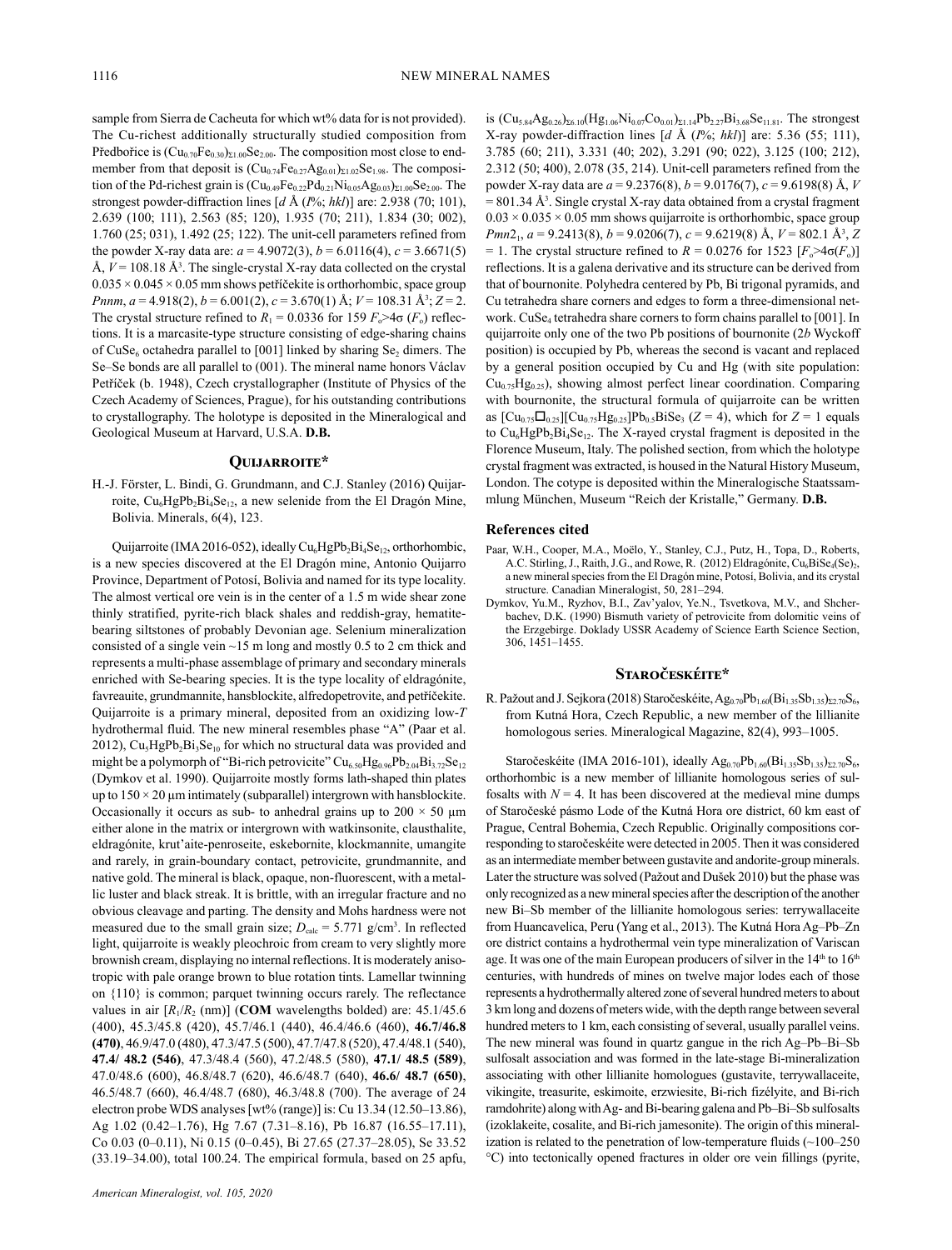sample from Sierra de Cacheuta for which wt% data for is not provided). The Cu-richest additionally structurally studied composition from Předbořice is $(Cu_{0.70}Fe_{0.30})_{\Sigma1.00}Se_{2.00}$. The composition most close to end-member from that deposit is $(Cu_{0.74}Fe_{0.27}Ag_{0.01})_{\Sigma1.02}Se_{1.98}$. The composition of the Pd-richest grain is $(Cu_{0.49}Fe_{0.22}Pd_{0.21}Ni_{0.05}Ag_{0.03})_{\Sigma1.00}Se_{2.00}$. The strongest powder-diffraction lines [$d$ Å ($I$%; $hkl$)] are: 2.938 (70; 101), 2.639 (100; 111), 2.563 (85; 120), 1.935 (70; 211), 1.834 (30; 002), 1.760 (25; 031), 1.492 (25; 122). The unit-cell parameters refined from the powder X-ray data are: $a$ = 4.9072(3), $b$ = 6.0116(4), $c$ = 3.6671(5) Å, $V$ = 108.18 Å$^3$. The single-crystal X-ray data collected on the crystal 0.035 × 0.045 × 0.05 mm shows petříčekite is orthorhombic, space group $Pnnm$, $a$ = 4.918(2), $b$ = 6.001(2), $c$ = 3.670(1) Å; $V$ = 108.31 Å$^3$; $Z$ = 2. The crystal structure refined to $R_1$ = 0.0336 for 159 $F_o$>4σ ($F_o$) reflections. It is a marcasite-type structure consisting of edge-sharing chains of $CuSe_6$ octahedra parallel to [001] linked by sharing $Se_2$ dimers. The Se–Se bonds are all parallel to (001). The mineral name honors Václav Petříček (b. 1948), Czech crystallographer (Institute of Physics of the Czech Academy of Sciences, Prague), for his outstanding contributions to crystallography. The holotype is deposited in the Mineralogical and Geological Museum at Harvard, U.S.A. **D.B.**

## Quijarroite*

H.-J. Förster, L. Bindi, G. Grundmann, and C.J. Stanley (2016) Quijarroite, $Cu_6HgPb_2Bi_4Se_{12}$, a new selenide from the El Dragón Mine, Bolivia. Minerals, 6(4), 123.

Quijarroite (IMA 2016-052), ideally $Cu_6HgPb_2Bi_4Se_{12}$, orthorhombic, is a new species discovered at the El Dragón mine, Antonio Quijarro Province, Department of Potosí, Bolivia and named for its type locality. The almost vertical ore vein is in the center of a 1.5 m wide shear zone thinly stratified, pyrite-rich black shales and reddish-gray, hematite-bearing siltstones of probably Devonian age. Selenium mineralization consisted of a single vein ~15 m long and mostly 0.5 to 2 cm thick and represents a multi-phase assemblage of primary and secondary minerals enriched with Se-bearing species. It is the type locality of eldragónite, favreauite, grundmannite, hansblockite, alfredopetrovite, and petříčekite. Quijarroite is a primary mineral, deposited from an oxidizing low-$T$ hydrothermal fluid. The new mineral resembles phase "A" (Paar et al. 2012), $Cu_5HgPb_2Bi_3Se_{10}$ for which no structural data was provided and might be a polymorph of "Bi-rich petrovicite" $Cu_{6.50}Hg_{0.96}Pb_{2.04}Bi_{3.72}Se_{12}$ (Dymkov et al. 1990). Quijarroite mostly forms lath-shaped thin plates up to 150 × 20 μm intimately (subparallel) intergrown with hansblockite. Occasionally it occurs as sub- to anhedral grains up to 200 × 50 μm either alone in the matrix or intergrown with watkinsonite, clausthalite, eldragónite, krut'aite-penroseite, eskebornite, klockmannite, umangite and rarely, in grain-boundary contact, petrovicite, grundmannite, and native gold. The mineral is black, opaque, non-fluorescent, with a metallic luster and black streak. It is brittle, with an irregular fracture and no obvious cleavage and parting. The density and Mohs hardness were not measured due to the small grain size; $D_{calc}$ = 5.771 g/cm$^3$. In reflected light, quijarroite is weakly pleochroic from cream to very slightly more brownish cream, displaying no internal reflections. It is moderately anisotropic with pale orange brown to blue rotation tints. Lamellar twinning on {110} is common; parquet twinning occurs rarely. The reflectance values in air [$R_1$/$R_2$ (nm)] (**COM** wavelengths bolded) are: 45.1/45.6 (400), 45.3/45.8 (420), 45.7/46.1 (440), 46.4/46.6 (460), **46.7/46.8 (470)**, 46.9/47.0 (480), 47.3/47.5 (500), 47.7/47.8 (520), 47.4/48.1 (540), **47.4/ 48.2 (546)**, 47.3/48.4 (560), 47.2/48.5 (580), **47.1/ 48.5 (589)**, 47.0/48.6 (600), 46.8/48.7 (620), 46.6/48.7 (640), **46.6/ 48.7 (650)**, 46.5/48.7 (660), 46.4/48.7 (680), 46.3/48.8 (700). The average of 24 electron probe WDS analyses [wt% (range)] is: Cu 13.34 (12.50–13.86), Ag 1.02 (0.42–1.76), Hg 7.67 (7.31–8.16), Pb 16.87 (16.55–17.11), Co 0.03 (0–0.11), Ni 0.15 (0–0.45), Bi 27.65 (27.37–28.05), Se 33.52 (33.19–34.00), total 100.24. The empirical formula, based on 25 apfu, is $(Cu_{5.84}Ag_{0.26})_{\Sigma6.10}(Hg_{1.06}Ni_{0.07}Co_{0.01})_{\Sigma1.14}Pb_{2.27}Bi_{3.68}Se_{11.81}$. The strongest X-ray powder-diffraction lines [$d$ Å ($I$%; $hkl$)] are: 5.36 (55; 111), 3.785 (60; 211), 3.331 (40; 202), 3.291 (90; 022), 3.125 (100; 212), 2.312 (50; 400), 2.078 (35; 214). Unit-cell parameters refined from the powder X-ray data are $a$ = 9.2376(8), $b$ = 9.0176(7), $c$ = 9.6198(8) Å, $V$ = 801.34 Å$^3$. Single crystal X-ray data obtained from a crystal fragment 0.03 × 0.035 × 0.05 mm shows quijarroite is orthorhombic, space group $Pmn2_1$, $a$ = 9.2413(8), $b$ = 9.0206(7), $c$ = 9.6219(8) Å, $V$ = 802.1 Å$^3$, $Z$ = 1. The crystal structure refined to $R$ = 0.0276 for 1523 [$F_o$>4σ($F_o$)] reflections. It is a galena derivative and its structure can be derived from that of bournonite. Polyhedra centered by Pb, Bi trigonal pyramids, and Cu tetrahedra share corners and edges to form a three-dimensional network. $CuSe_4$ tetrahedra share corners to form chains parallel to [001]. In quijarroite only one of the two Pb positions of bournonite (2$b$ Wyckoff position) is occupied by Pb, whereas the second is vacant and replaced by a general position occupied by Cu and Hg (with site population: $Cu_{0.75}Hg_{0.25}$), showing almost perfect linear coordination. Comparing with bournonite, the structural formula of quijarroite can be written as $[Cu_{0.75}\square_{0.25}][Cu_{0.75}Hg_{0.25}]Pb_{0.5}BiSe_3$ ($Z$ = 4), which for $Z$ = 1 equals to $Cu_6HgPb_2Bi_4Se_{12}$. The X-rayed crystal fragment is deposited in the Florence Museum, Italy. The polished section, from which the holotype crystal fragment was extracted, is housed in the Natural History Museum, London. The cotype is deposited within the Mineralogische Staatssammlung München, Museum "Reich der Kristalle," Germany. **D.B.**

### References cited

Paar, W.H., Cooper, M.A., Moëlo, Y., Stanley, C.J., Putz, H., Topa, D., Roberts, A.C. Stirling, J., Raith, J.G., and Rowe, R. (2012) Eldragónite, $Cu_6BiSe_4(Se)_2$, a new mineral species from the El Dragón mine, Potosí, Bolivia, and its crystal structure. Canadian Mineralogist, 50, 281–294.

Dymkov, Yu.M., Ryzhov, B.I., Zav'yalov, Ye.N., Tsvetkova, M.V., and Shcherbachev, D.K. (1990) Bismuth variety of petrovicite from dolomitic veins of the Erzgebirge. Doklady USSR Academy of Science Earth Science Section, 306, 1451–1455.

## Staročeskéite*

R. Pažout and J. Sejkora (2018) Staročeskéite, $Ag_{0.70}Pb_{1.60}(Bi_{1.35}Sb_{1.35})_{\Sigma2.70}S_6$, from Kutná Hora, Czech Republic, a new member of the lillianite homologous series. Mineralogical Magazine, 82(4), 993–1005.

Staročeskéite (IMA 2016-101), ideally $Ag_{0.70}Pb_{1.60}(Bi_{1.35}Sb_{1.35})_{\Sigma2.70}S_6$, orthorhombic is a new member of lillianite homologous series of sulfosalts with $N$ = 4. It has been discovered at the medieval mine dumps of Staročeské pásmo Lode of the Kutná Hora ore district, 60 km east of Prague, Central Bohemia, Czech Republic. Originally compositions corresponding to staročeskéite were detected in 2005. Then it was considered as an intermediate member between gustavite and andorite-group minerals. Later the structure was solved (Pažout and Dušek 2010) but the phase was only recognized as a new mineral species after the description of the another new Bi–Sb member of the lillianite homologous series: terrywallaceite from Huancavelica, Peru (Yang et al., 2013). The Kutná Hora Ag–Pb–Zn ore district contains a hydrothermal vein type mineralization of Variscan age. It was one of the main European producers of silver in the 14[th] to 16[th] centuries, with hundreds of mines on twelve major lodes each of those represents a hydrothermally altered zone of several hundred meters to about 3 km long and dozens of meters wide, with the depth range between several hundred meters to 1 km, each consisting of several, usually parallel veins. The new mineral was found in quartz gangue in the rich Ag–Pb–Bi–Sb sulfosalt association and was formed in the late-stage Bi-mineralization associating with other lillianite homologues (gustavite, terrywallaceite, vikingite, treasurite, eskimoite, erzwiesite, Bi-rich fizélyite, and Bi-rich ramdohrite) along with Ag- and Bi-bearing galena and Pb–Bi–Sb sulfosalts (izoklakeite, cosalite, and Bi-rich jamesonite). The origin of this mineralization is related to the penetration of low-temperature fluids (~100–250 °C) into tectonically opened fractures in older ore vein fillings (pyrite,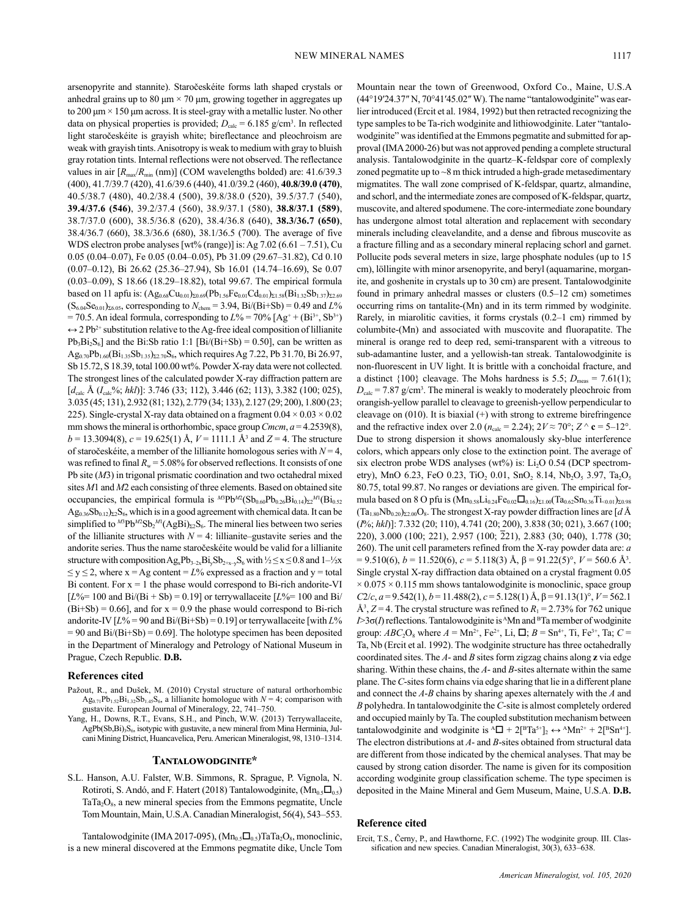arsenopyrite and stannite). Staročeskéite forms lath shaped crystals or anhedral grains up to 80 μm × 70 μm, growing together in aggregates up to 200 μm × 150 μm across. It is steel-gray with a metallic luster. No other data on physical properties is provided; $D_{calc}$ = 6.185 g/cm³. In reflected light staročeskéite is grayish white; bireflectance and pleochroism are weak with grayish tints. Anisotropy is weak to medium with gray to bluish gray rotation tints. Internal reflections were not observed. The reflectance values in air [$R_{max}$/$R_{min}$ (nm)] (COM wavelengths bolded) are: 41.6/39.3 (400), 41.7/39.7 (420), 41.6/39.6 (440), 41.0/39.2 (460), **40.8/39.0 (470)**, 40.5/38.7 (480), 40.2/38.4 (500), 39.8/38.0 (520), 39.5/37.7 (540), **39.4/37.6 (546)**, 39.2/37.4 (560), 38.9/37.1 (580), **38.8/37.1 (589)**, 38.7/37.0 (600), 38.5/36.8 (620), 38.4/36.8 (640), **38.3/36.7 (650)**, 38.4/36.7 (660), 38.3/36.6 (680), 38.1/36.5 (700). The average of five WDS electron probe analyses [wt% (range)] is: Ag 7.02 (6.61 – 7.51), Cu 0.05 (0.04–0.07), Fe 0.05 (0.04–0.05), Pb 31.09 (29.67–31.82), Cd 0.10 (0.07–0.12), Bi 26.62 (25.36–27.94), Sb 16.01 (14.74–16.69), Se 0.07 (0.03–0.09), S 18.66 (18.29–18.82), total 99.67. The empirical formula based on 11 apfu is: $(Ag_{0.68}Cu_{0.01})_{\Sigma 0.69}(Pb_{1.56}Fe_{0.01}Cd_{0.01})_{\Sigma 1.58}(Bi_{1.32}Sb_{1.37})_{\Sigma 2.69}$ $(S_{6.04}Se_{0.01})_{\Sigma 6.05}$, corresponding to $N_{chem}$ = 3.94, Bi/(Bi+Sb) = 0.49 and $L$% = 70.5. An ideal formula, corresponding to $L$% = 70% [$Ag^+$ + ($Bi^{3+}$, $Sb^{3+}$) ↔ 2 $Pb^{2+}$ substitution relative to the Ag-free ideal composition of lillianite $Pb_3Bi_2S_6$] and the Bi:Sb ratio 1:1 [Bi/(Bi+Sb) = 0.50], can be written as $Ag_{0.70}Pb_{1.60}(Bi_{1.35}Sb_{1.35})_{\Sigma 2.70}S_6$, which requires Ag 7.22, Pb 31.70, Bi 26.97, Sb 15.72, S 18.39, total 100.00 wt%. Powder X-ray data were not collected. The strongest lines of the calculated powder X-ray diffraction pattern are [$d_{calc}$ Å ($I_{calc}$%; $hkl$)]: 3.746 (33; 112), 3.446 (62; 113), 3.382 (100; 025), 3.035 (45; 131), 2.932 (81; 132), 2.779 (34; 133), 2.127 (29; 200), 1.800 (23; 225). Single-crystal X-ray data obtained on a fragment 0.04 × 0.03 × 0.02 mm shows the mineral is orthorhombic, space group $Cmcm$, $a$ = 4.2539(8), $b$ = 13.3094(8), $c$ = 19.625(1) Å, $V$ = 1111.1 Å³ and $Z$ = 4. The structure of staročeskéite, a member of the lillianite homologous series with $N$ = 4, was refined to final $R_w$ = 5.08% for observed reflections. It consists of one Pb site ($M3$) in trigonal prismatic coordination and two octahedral mixed sites $M1$ and $M2$ each consisting of three elements. Based on obtained site occupancies, the empirical formula is $^{M3}Pb^{M2}(Sb_{0.60}Pb_{0.26}Bi_{0.14})_{\Sigma 2}{}^{M1}(Bi_{0.52}Ag_{0.36}Sb_{0.12})_{\Sigma 2}S_6$, which is in a good agreement with chemical data. It can be simplified to $^{M3}Pb^{M2}Sb_2{}^{M1}(AgBi)_{\Sigma 2}S_6$. The mineral lies between two series of the lillianite structures with $N$ = 4: lillianite–gustavite series and the andorite series. Thus the name staročeskéite would be valid for a lillianite structure with composition $Ag_xPb_{3-2x}Bi_ySb_{2+x-y}S_6$ with ½ ≤ x ≤ 0.8 and 1–½x ≤ y ≤ 2, where x = Ag content = $L$% expressed as a fraction and y = total Bi content. For x = 1 the phase would correspond to Bi-rich andorite-VI [$L$%= 100 and Bi/(Bi + Sb) = 0.19] or terrywallaceite [$L$%= 100 and Bi/(Bi+Sb) = 0.66], and for x = 0.9 the phase would correspond to Bi-rich andorite-IV [$L$% = 90 and Bi/(Bi+Sb) = 0.19] or terrywallaceite [with $L$% = 90 and Bi/(Bi+Sb) = 0.69]. The holotype specimen has been deposited in the Department of Mineralogy and Petrology of National Museum in Prague, Czech Republic. **D.B.**

### References cited

Pažout, R., and Dušek, M. (2010) Crystal structure of natural orthorhombic $Ag_{0.71}Pb_{1.52}Bi_{1.32}Sb_{1.45}S_6$, a lillianite homologue with $N$ = 4; comparison with gustavite. European Journal of Mineralogy, 22, 741–750.

Yang, H., Downs, R.T., Evans, S.H., and Pinch, W.W. (2013) Terrywallaceite, $AgPb(Sb,Bi)_3S_6$, isotypic with gustavite, a new mineral from Mina Herminia, Julcani Mining District, Huancavelica, Peru. American Mineralogist, 98, 1310–1314.

## Tantalowodginite*

S.L. Hanson, A.U. Falster, W.B. Simmons, R. Sprague, P. Vignola, N. Rotiroti, S. Andó, and F. Hatert (2018) Tantalowodginite, $(Mn_{0.5}\square_{0.5})TaTa_2O_8$, a new mineral species from the Emmons pegmatite, Uncle Tom Mountain, Main, U.S.A. Canadian Mineralogist, 56(4), 543–553.

Tantalowodginite (IMA 2017-095), $(Mn_{0.5}\square_{0.5})TaTa_2O_8$, monoclinic, is a new mineral discovered at the Emmons pegmatite dike, Uncle Tom Mountain near the town of Greenwood, Oxford Co., Maine, U.S.A (44°19′24.37″ N, 70°41′45.02″ W). The name "tantalowodginite" was earlier introduced (Ercit et al. 1984, 1992) but then retracted recognizing the type samples to be Ta-rich wodginite and lithiowodginite. Later "tantalowodginite" was identified at the Emmons pegmatite and submitted for approval (IMA 2000-26) but was not approved pending a complete structural analysis. Tantalowodginite in the quartz–K-feldspar core of complexly zoned pegmatite up to ~8 m thick intruded a high-grade metasedimentary migmatites. The wall zone comprised of K-feldspar, quartz, almandine, and schorl, and the intermediate zones are composed of K-feldspar, quartz, muscovite, and altered spodumene. The core-intermediate zone boundary has undergone almost total alteration and replacement with secondary minerals including cleavelandite, and a dense and fibrous muscovite as a fracture filling and as a secondary mineral replacing schorl and garnet. Pollucite pods several meters in size, large phosphate nodules (up to 15 cm), löllingite with minor arsenopyrite, and beryl (aquamarine, morganite, and goshenite in crystals up to 30 cm) are present. Tantalowodginite found in primary anhedral masses or clusters (0.5–12 cm) sometimes occurring rims on tantalite-(Mn) and in its term rimmed by wodginite. Rarely, in miarolitic cavities, it forms crystals (0.2–1 cm) rimmed by columbite-(Mn) and associated with muscovite and fluorapatite. The mineral is orange red to deep red, semi-transparent with a vitreous to sub-adamantine luster, and a yellowish-tan streak. Tantalowodginite is non-fluorescent in UV light. It is brittle with a conchoidal fracture, and a distinct {100} cleavage. The Mohs hardness is 5.5; $D_{meas}$ = 7.61(1); $D_{calc}$ = 7.87 g/cm³. The mineral is weakly to moderately pleochroic from orangish-yellow parallel to cleavage to greenish-yellow perpendicular to cleavage on (010). It is biaxial (+) with strong to extreme birefringence and the refractive index over 2.0 ($n_{calc}$ = 2.24); 2$V$ ≈ 70°; $Z$ ^ **c** = 5–12°. Due to strong dispersion it shows anomalously sky-blue interference colors, which appears only close to the extinction point. The average of six electron probe WDS analyses (wt%) is: $Li_2O$ 0.54 (DCP spectrometry), MnO 6.23, FeO 0.23, $TiO_2$ 0.01, $SnO_2$ 8.14, $Nb_2O_5$ 3.97, $Ta_2O_5$ 80.75, total 99.87. No ranges or deviations are given. The empirical formula based on 8 O pfu is $(Mn_{0.58}Li_{0.24}Fe_{0.02}\square_{0.16})_{\Sigma 1.00}(Ta_{0.62}Sn_{0.36}Ti_{<0.01})_{\Sigma 0.98}$ $(Ta_{1.80}Nb_{0.20})_{\Sigma 2.00}O_8$. The strongest X-ray powder diffraction lines are [$d$ Å ($I$%; $hkl$)]: 7.332 (20; 110), 4.741 (20; $\bar{2}$00), 3.838 (30; 021), 3.667 (100; 220), 3.000 (100; 221), 2.957 (100; $\bar{2}$21), 2.883 (30; 040), 1.778 (30; 260). The unit cell parameters refined from the X-ray powder data are: $a$ = 9.510(6), $b$ = 11.520(6), $c$ = 5.118(3) Å, β = 91.22(5)°, $V$ = 560.6 Å³. Single crystal X-ray diffraction data obtained on a crystal fragment 0.05 × 0.075 × 0.115 mm shows tantalowodginite is monoclinic, space group $C2/c$, $a$ = 9.542(1), $b$ = 11.488(2), $c$ = 5.128(1) Å, β = 91.13(1)°, $V$ = 562.1 Å³, $Z$ = 4. The crystal structure was refined to $R_1$ = 2.73% for 762 unique $I$>3σ($I$) reflections. Tantalowodginite is $^A$Mn and $^B$Ta member of wodginite group: $ABC_2O_8$ where $A$ = $Mn^{2+}$, $Fe^{2+}$, Li, □; $B$ = $Sn^{4+}$, Ti, $Fe^{3+}$, Ta; $C$ = Ta, Nb (Ercit et al. 1992). The wodginite structure has three octahedrally coordinated sites. The $A$- and $B$ sites form zigzag chains along **z** via edge sharing. Within these chains, the $A$- and $B$-sites alternate within the same plane. The $C$-sites form chains via edge sharing that lie in a different plane and connect the $A$-$B$ chains by sharing apexes alternately with the $A$ and $B$ polyhedra. In tantalowodginite the $C$-site is almost completely ordered and occupied mainly by Ta. The coupled substitution mechanism between tantalowodginite and wodginite is $^A\square$ + 2[$^BTa^{5+}$]$_2$ ↔ $^AMn^{2+}$ + 2[$^BSn^{4+}$]. The electron distributions at $A$- and $B$-sites obtained from structural data are different from those indicated by the chemical analyses. That may be caused by strong cation disorder. The name is given for its composition according wodginite group classification scheme. The type specimen is deposited in the Maine Mineral and Gem Museum, Maine, U.S.A. **D.B.**

### Reference cited

Ercit, T.S., Černy, P., and Hawthorne, F.C. (1992) The wodginite group. III. Classification and new species. Canadian Mineralogist, 30(3), 633–638.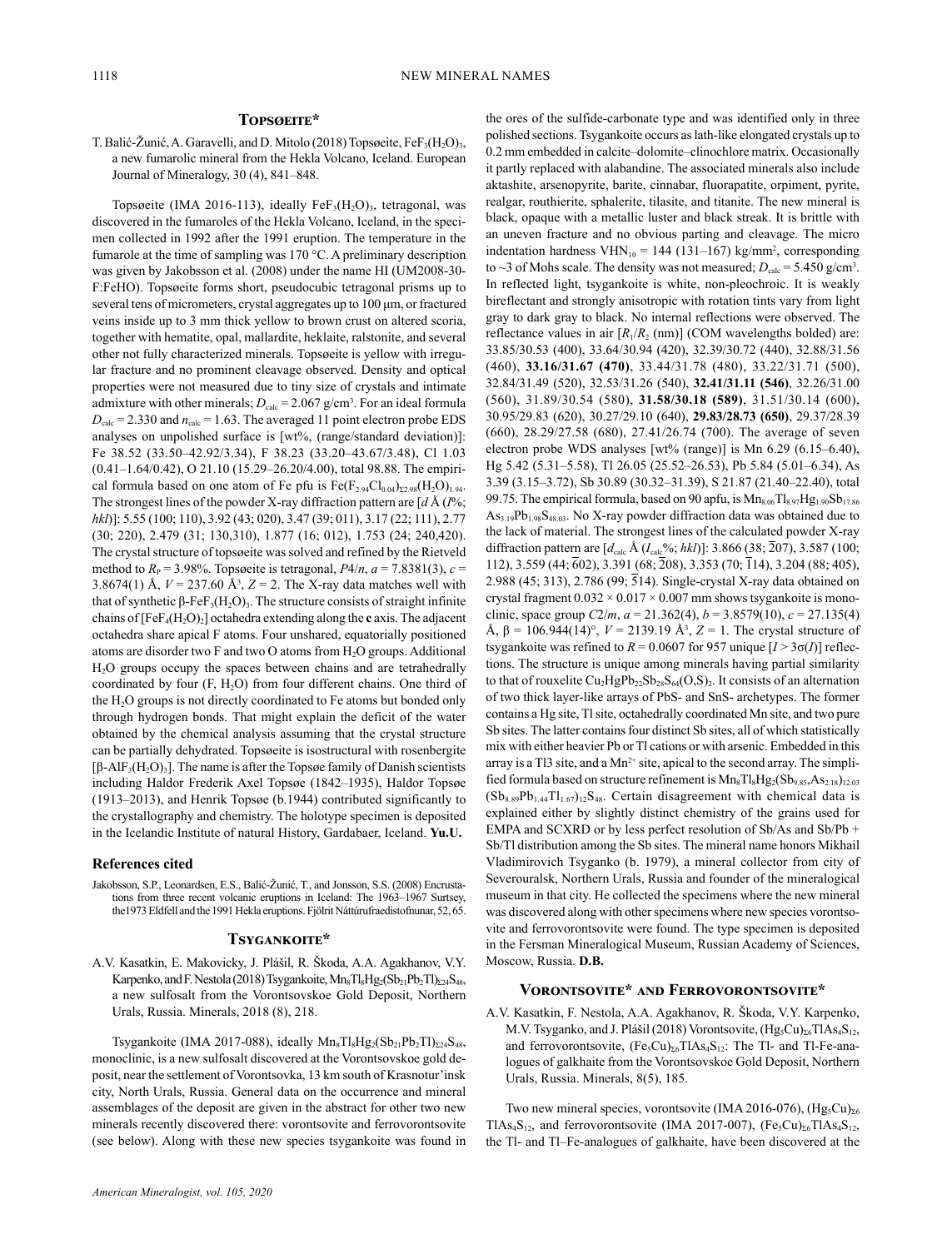## Topsøeite*

T. Balić-Žunić, A. Garavelli, and D. Mitolo (2018) Topsøeite, $FeF_3(H_2O)_3$, a new fumarolic mineral from the Hekla Volcano, Iceland. European Journal of Mineralogy, 30 (4), 841–848.

Topsøeite (IMA 2016-113), ideally $FeF_3(H_2O)_3$, tetragonal, was discovered in the fumaroles of the Hekla Volcano, Iceland, in the specimen collected in 1992 after the 1991 eruption. The temperature in the fumarole at the time of sampling was 170 °C. A preliminary description was given by Jakobsson et al. (2008) under the name HI (UM2008-30-F:FeHO). Topsøeite forms short, pseudocubic tetragonal prisms up to several tens of micrometers, crystal aggregates up to 100 μm, or fractured veins inside up to 3 mm thick yellow to brown crust on altered scoria, together with hematite, opal, mallardite, heklaite, ralstonite, and several other not fully characterized minerals. Topsøeite is yellow with irregular fracture and no prominent cleavage observed. Density and optical properties were not measured due to tiny size of crystals and intimate admixture with other minerals; $D_{calc}$ = 2.067 g/cm³. For an ideal formula $D_{calc}$ = 2.330 and $n_{calc}$ = 1.63. The averaged 11 point electron probe EDS analyses on unpolished surface is [wt%, (range/standard deviation)]: Fe 38.52 (33.50–42.92/3.34), F 38.23 (33.20–43.67/3.48), Cl 1.03 (0.41–1.64/0.42), O 21.10 (15.29–26.20/4.00), total 98.88. The empirical formula based on one atom of Fe pfu is $Fe(F_{2.94}Cl_{0.04})_{\Sigma 2.98}(H_2O)_{1.94}$. The strongest lines of the powder X-ray diffraction pattern are [$d$ Å ($I$%; $hkl$)]: 5.55 (100; 110), 3.92 (43; 020), 3.47 (39; 011), 3.17 (22; 111), 2.77 (30; 220), 2.479 (31; 130,310), 1.877 (16; 012), 1.753 (24; 240,420). The crystal structure of topsøeite was solved and refined by the Rietveld method to $R_P$ = 3.98%. Topsøeite is tetragonal, $P4/n$, $a$ = 7.8381(3), $c$ = 3.8674(1) Å, $V$ = 237.60 Å³, $Z$ = 2. The X-ray data matches well with that of synthetic $\beta$-$FeF_3(H_2O)_3$. The structure consists of straight infinite chains of $[FeF_4(H_2O)_2]$ octahedra extending along the **c** axis. The adjacent octahedra share apical F atoms. Four unshared, equatorially positioned atoms are disorder two F and two O atoms from $H_2O$ groups. Additional $H_2O$ groups occupy the spaces between chains and are tetrahedrally coordinated by four (F, $H_2O$) from four different chains. One third of the $H_2O$ groups is not directly coordinated to Fe atoms but bonded only through hydrogen bonds. That might explain the deficit of the water obtained by the chemical analysis assuming that the crystal structure can be partially dehydrated. Topsøeite is isostructural with rosenbergite [$\beta$-$AlF_3(H_2O)_3$]. The name is after the Topsøe family of Danish scientists including Haldor Frederik Axel Topsøe (1842–1935), Haldor Topsøe (1913–2013), and Henrik Topsøe (b.1944) contributed significantly to the crystallography and chemistry. The holotype specimen is deposited in the Icelandic Institute of natural History, Gardabaer, Iceland. **Yu.U.**

### References cited

Jakobsson, S.P., Leonardsen, E.S., Balić-Žunić, T., and Jonsson, S.S. (2008) Encrustations from three recent volcanic eruptions in Iceland: The 1963–1967 Surtsey, the1973 Eldfell and the 1991 Hekla eruptions. Fjölrit Náttúrufraedistofnunar, 52, 65.

## Tsygankoite*

A.V. Kasatkin, E. Makovicky, J. Plášil, R. Škoda, A.A. Agakhanov, V.Y. Karpenko, and F. Nestola (2018) Tsygankoite, $Mn_8Tl_8Hg_2(Sb_{21}Pb_2Tl)_{\Sigma 24}S_{48}$, a new sulfosalt from the Vorontsovskoe Gold Deposit, Northern Urals, Russia. Minerals, 2018 (8), 218.

Tsygankoite (IMA 2017-088), ideally $Mn_8Tl_8Hg_2(Sb_{21}Pb_2Tl)_{\Sigma 24}S_{48}$, monoclinic, is a new sulfosalt discovered at the Vorontsovskoe gold deposit, near the settlement of Vorontsovka, 13 km south of Krasnotur'insk city, North Urals, Russia. General data on the occurrence and mineral assemblages of the deposit are given in the abstract for other two new minerals recently discovered there: vorontsovite and ferrovorontsovite (see below). Along with these new species tsygankoite was found in the ores of the sulfide-carbonate type and was identified only in three polished sections. Tsygankoite occurs as lath-like elongated crystals up to 0.2 mm embedded in calcite–dolomite–clinochlore matrix. Occasionally it partly replaced with alabandine. The associated minerals also include aktashite, arsenopyrite, barite, cinnabar, fluorapatite, orpiment, pyrite, realgar, routhierite, sphalerite, tilasite, and titanite. The new mineral is black, opaque with a metallic luster and black streak. It is brittle with an uneven fracture and no obvious parting and cleavage. The micro indentation hardness $VHN_{10}$ = 144 (131–167) kg/mm², corresponding to ~3 of Mohs scale. The density was not measured; $D_{calc}$ = 5.450 g/cm³. In reflected light, tsygankoite is white, non-pleochroic. It is weakly bireflectant and strongly anisotropic with rotation tints vary from light gray to dark gray to black. No internal reflections were observed. The reflectance values in air [$R_1$/$R_2$ (nm)] (COM wavelengths bolded) are: 33.85/30.53 (400), 33.64/30.94 (420), 32.39/30.72 (440), 32.88/31.56 (460), **33.16/31.67 (470)**, 33.44/31.78 (480), 33.22/31.71 (500), 32.84/31.49 (520), 32.53/31.26 (540), **32.41/31.11 (546)**, 32.26/31.00 (560), 31.89/30.54 (580), **31.58/30.18 (589)**, 31.51/30.14 (600), 30.95/29.83 (620), 30.27/29.10 (640), **29.83/28.73 (650)**, 29.37/28.39 (660), 28.29/27.58 (680), 27.41/26.74 (700). The average of seven electron probe WDS analyses [wt% (range)] is Mn 6.29 (6.15–6.40), Hg 5.42 (5.31–5.58), Tl 26.05 (25.52–26.53), Pb 5.84 (5.01–6.34), As 3.39 (3.15–3.72), Sb 30.89 (30.32–31.39), S 21.87 (21.40–22.40), total 99.75. The empirical formula, based on 90 apfu, is $Mn_{8.06}Tl_{8.97}Hg_{1.90}Sb_{17.86}As_{3.19}Pb_{1.98}S_{48.03}$. No X-ray powder diffraction data was obtained due to the lack of material. The strongest lines of the calculated powder X-ray diffraction pattern are [$d_{calc}$ Å ($I_{calc}$%; $hkl$)]: 3.866 (38; $\overline{2}07$), 3.587 (100; 112), 3.559 (44; $\overline{6}02$), 3.391 (68; $\overline{2}08$), 3.353 (70; $\overline{1}14$), 3.204 (88; 405), 2.988 (45; 313), 2.786 (99; $\overline{5}14$). Single-crystal X-ray data obtained on crystal fragment 0.032 × 0.017 × 0.007 mm shows tsygankoite is monoclinic, space group $C2/m$, $a$ = 21.362(4), $b$ = 3.8579(10), $c$ = 27.135(4) Å, $\beta$ = 106.944(14)°, $V$ = 2139.19 Å³, $Z$ = 1. The crystal structure of tsygankoite was refined to $R$ = 0.0607 for 957 unique [$I > 3\sigma(I)$] reflections. The structure is unique among minerals having partial similarity to that of rouxelite $Cu_2HgPb_{22}Sb_{28}S_{64}(O,S)_2$. It consists of an alternation of two thick layer-like arrays of PbS- and SnS- archetypes. The former contains a Hg site, Tl site, octahedrally coordinated Mn site, and two pure Sb sites. The latter contains four distinct Sb sites, all of which statistically mix with either heavier Pb or Tl cations or with arsenic. Embedded in this array is a Tl3 site, and a $Mn^{2+}$ site, apical to the second array. The simplified formula based on structure refinement is $Mn_8Tl_8Hg_2(Sb_{9.85},As_{2.18})_{12.03}(Sb_{8.89}Pb_{1.44}Tl_{1.67})_{12}S_{48}$. Certain disagreement with chemical data is explained either by slightly distinct chemistry of the grains used for EMPA and SCXRD or by less perfect resolution of Sb/As and Sb/Pb + Sb/Tl distribution among the Sb sites. The mineral name honors Mikhail Vladimirovich Tsyganko (b. 1979), a mineral collector from city of Severouralsk, Northern Urals, Russia and founder of the mineralogical museum in that city. He collected the specimens where the new mineral was discovered along with other specimens where new species vorontsovite and ferrovorontsovite were found. The type specimen is deposited in the Fersman Mineralogical Museum, Russian Academy of Sciences, Moscow, Russia. **D.B.**

## Vorontsovite* and Ferrovorontsovite*

A.V. Kasatkin, F. Nestola, A.A. Agakhanov, R. Škoda, V.Y. Karpenko, M.V. Tsyganko, and J. Plášil (2018) Vorontsovite, $(Hg_5Cu)_{\Sigma 6}TlAs_4S_{12}$, and ferrovorontsovite, $(Fe_5Cu)_{\Sigma 6}TlAs_4S_{12}$: The Tl- and Tl-Fe-analogues of galkhaite from the Vorontsovskoe Gold Deposit, Northern Urals, Russia. Minerals, 8(5), 185.

Two new mineral species, vorontsovite (IMA 2016-076), $(Hg_5Cu)_{\Sigma 6}TlAs_4S_{12}$, and ferrovorontsovite (IMA 2017-007), $(Fe_5Cu)_{\Sigma 6}TlAs_4S_{12}$, the Tl- and Tl–Fe-analogues of galkhaite, have been discovered at the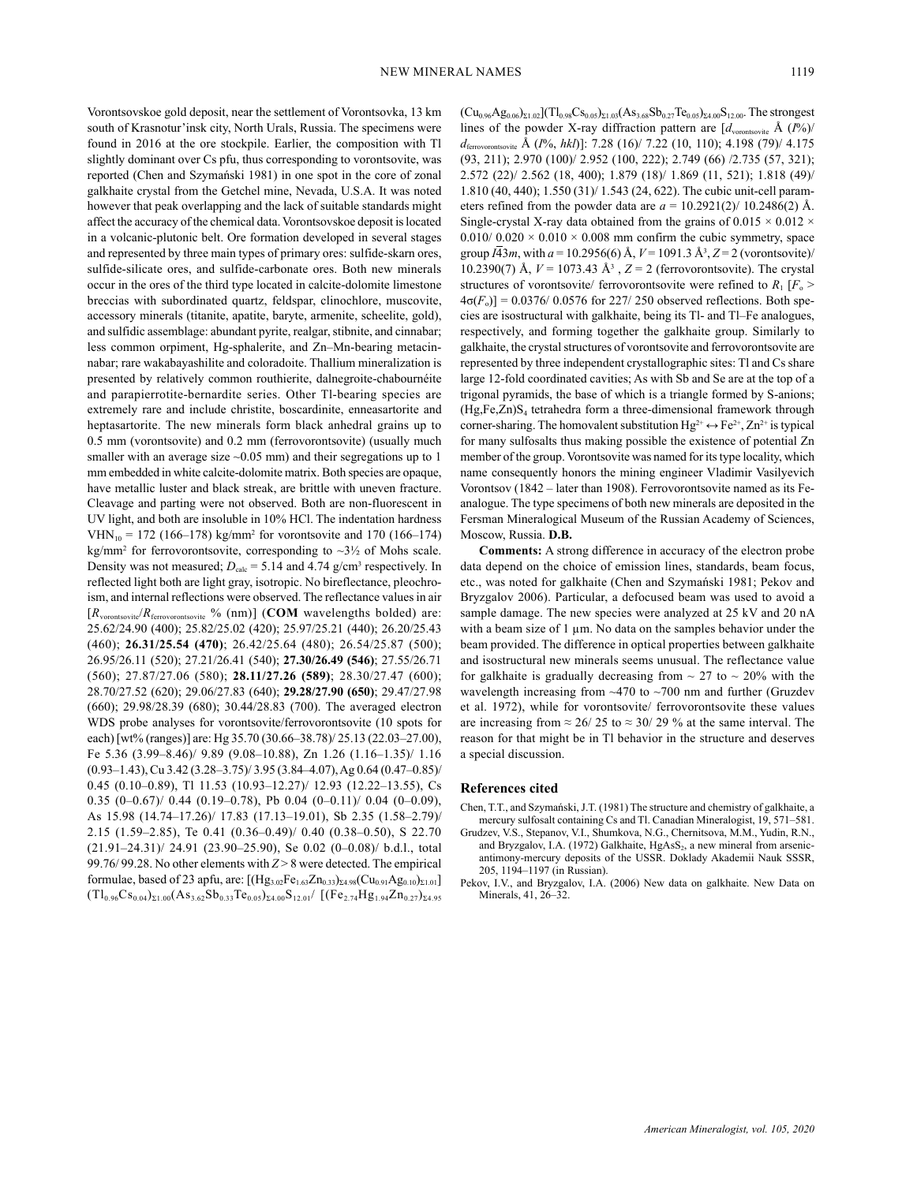Vorontsovskoe gold deposit, near the settlement of Vorontsovka, 13 km south of Krasnotur'insk city, North Urals, Russia. The specimens were found in 2016 at the ore stockpile. Earlier, the composition with Tl slightly dominant over Cs pfu, thus corresponding to vorontsovite, was reported (Chen and Szymański 1981) in one spot in the core of zonal galkhaite crystal from the Getchel mine, Nevada, U.S.A. It was noted however that peak overlapping and the lack of suitable standards might affect the accuracy of the chemical data. Vorontsovskoe deposit is located in a volcanic-plutonic belt. Ore formation developed in several stages and represented by three main types of primary ores: sulfide-skarn ores, sulfide-silicate ores, and sulfide-carbonate ores. Both new minerals occur in the ores of the third type located in calcite-dolomite limestone breccias with subordinated quartz, feldspar, clinochlore, muscovite, accessory minerals (titanite, apatite, baryte, armenite, scheelite, gold), and sulfidic assemblage: abundant pyrite, realgar, stibnite, and cinnabar; less common orpiment, Hg-sphalerite, and Zn–Mn-bearing metacinnabar; rare wakabayashilite and coloradoite. Thallium mineralization is presented by relatively common routhierite, dalnegroite-chabournéite and parapierrotite-bernardite series. Other Tl-bearing species are extremely rare and include christite, boscardinite, enneasartorite and heptasartorite. The new minerals form black anhedral grains up to 0.5 mm (vorontsovite) and 0.2 mm (ferrovorontsovite) (usually much smaller with an average size ~0.05 mm) and their segregations up to 1 mm embedded in white calcite-dolomite matrix. Both species are opaque, have metallic luster and black streak, are brittle with uneven fracture. Cleavage and parting were not observed. Both are non-fluorescent in UV light, and both are insoluble in 10% HCl. The indentation hardness $VHN_{10}$ = 172 (166–178) kg/mm$^2$ for vorontsovite and 170 (166–174) kg/mm$^2$ for ferrovorontsovite, corresponding to ~3½ of Mohs scale. Density was not measured; $D_{calc}$ = 5.14 and 4.74 g/cm$^3$ respectively. In reflected light both are light gray, isotropic. No bireflectance, pleochroism, and internal reflections were observed. The reflectance values in air [$R_{vorontsovite}$/$R_{ferrovorontsovite}$ % (nm)] (**COM** wavelengths bolded) are: 25.62/24.90 (400); 25.82/25.02 (420); 25.97/25.21 (440); 26.20/25.43 (460); **26.31/25.54 (470)**; 26.42/25.64 (480); 26.54/25.87 (500); 26.95/26.11 (520); 27.21/26.41 (540); **27.30/26.49 (546)**; 27.55/26.71 (560); 27.87/27.06 (580); **28.11/27.26 (589)**; 28.30/27.47 (600); 28.70/27.52 (620); 29.06/27.83 (640); **29.28/27.90 (650)**; 29.47/27.98 (660); 29.98/28.39 (680); 30.44/28.83 (700). The averaged electron WDS probe analyses for vorontsovite/ferrovorontsovite (10 spots for each) [wt% (ranges)] are: Hg 35.70 (30.66–38.78)/ 25.13 (22.03–27.00), Fe 5.36 (3.99–8.46)/ 9.89 (9.08–10.88), Zn 1.26 (1.16–1.35)/ 1.16 (0.93–1.43), Cu 3.42 (3.28–3.75)/ 3.95 (3.84–4.07), Ag 0.64 (0.47–0.85)/ 0.45 (0.10–0.89), Tl 11.53 (10.93–12.27)/ 12.93 (12.22–13.55), Cs 0.35 (0–0.67)/ 0.44 (0.19–0.78), Pb 0.04 (0–0.11)/ 0.04 (0–0.09), As 15.98 (14.74–17.26)/ 17.83 (17.13–19.01), Sb 2.35 (1.58–2.79)/ 2.15 (1.59–2.85), Te 0.41 (0.36–0.49)/ 0.40 (0.38–0.50), S 22.70 (21.91–24.31)/ 24.91 (23.90–25.90), Se 0.02 (0–0.08)/ b.d.l., total 99.76/ 99.28. No other elements with $Z > 8$ were detected. The empirical formulae, based of 23 apfu, are: $[(Hg_{3.02}Fe_{1.63}Zn_{0.33})_{\Sigma 4.98}(Cu_{0.91}Ag_{0.10})_{\Sigma 1.01}]$ $(Tl_{0.96}Cs_{0.04})_{\Sigma 1.00}(As_{3.62}Sb_{0.33}Te_{0.05})_{\Sigma 4.00}S_{12.01}$/ $[(Fe_{2.74}Hg_{1.94}Zn_{0.27})_{\Sigma 4.95}$ $(Cu_{0.96}Ag_{0.06})_{\Sigma 1.02}](Tl_{0.98}Cs_{0.05})_{\Sigma 1.03}(As_{3.68}Sb_{0.27}Te_{0.05})_{\Sigma 4.00}S_{12.00}$. The strongest lines of the powder X-ray diffraction pattern are [$d_{vorontsovite}$ Å ($I$%)/ $d_{ferrovorontsovite}$ Å ($I$%, $hkl$)]: 7.28 (16)/ 7.22 (10, 110); 4.198 (79)/ 4.175 (93, 211); 2.970 (100)/ 2.952 (100, 222); 2.749 (66) /2.735 (57, 321); 2.572 (22)/ 2.562 (18, 400); 1.879 (18)/ 1.869 (11, 521); 1.818 (49)/ 1.810 (40, 440); 1.550 (31)/ 1.543 (24, 622). The cubic unit-cell parameters refined from the powder data are $a$ = 10.2921(2)/ 10.2486(2) Å. Single-crystal X-ray data obtained from the grains of 0.015 × 0.012 × 0.010/ 0.020 × 0.010 × 0.008 mm confirm the cubic symmetry, space group $I\bar{4}3m$, with $a$ = 10.2956(6) Å, $V$ = 1091.3 Å$^3$, $Z$ = 2 (vorontsovite)/ 10.2390(7) Å, $V$ = 1073.43 Å$^3$ , $Z$ = 2 (ferrovorontsovite). The crystal structures of vorontsovite/ ferrovorontsovite were refined to $R_1$ [$F_o$ > $4\sigma(F_o)$] = 0.0376/ 0.0576 for 227/ 250 observed reflections. Both species are isostructural with galkhaite, being its Tl- and Tl–Fe analogues, respectively, and forming together the galkhaite group. Similarly to galkhaite, the crystal structures of vorontsovite and ferrovorontsovite are represented by three independent crystallographic sites: Tl and Cs share large 12-fold coordinated cavities; As with Sb and Se are at the top of a trigonal pyramids, the base of which is a triangle formed by S-anions; $(Hg,Fe,Zn)S_4$ tetrahedra form a three-dimensional framework through corner-sharing. The homovalent substitution $Hg^{2+} \leftrightarrow Fe^{2+}$, $Zn^{2+}$ is typical for many sulfosalts thus making possible the existence of potential Zn member of the group. Vorontsovite was named for its type locality, which name consequently honors the mining engineer Vladimir Vasilyevich Vorontsov (1842 – later than 1908). Ferrovorontsovite named as its Fe-analogue. The type specimens of both new minerals are deposited in the Fersman Mineralogical Museum of the Russian Academy of Sciences, Moscow, Russia. **D.B.**

**Comments:** A strong difference in accuracy of the electron probe data depend on the choice of emission lines, standards, beam focus, etc., was noted for galkhaite (Chen and Szymański 1981; Pekov and Bryzgalov 2006). Particular, a defocused beam was used to avoid a sample damage. The new species were analyzed at 25 kV and 20 nA with a beam size of 1 μm. No data on the samples behavior under the beam provided. The difference in optical properties between galkhaite and isostructural new minerals seems unusual. The reflectance value for galkhaite is gradually decreasing from ~ 27 to ~ 20% with the wavelength increasing from ~470 to ~700 nm and further (Gruzdev et al. 1972), while for vorontsovite/ ferrovorontsovite these values are increasing from ≈ 26/ 25 to ≈ 30/ 29 % at the same interval. The reason for that might be in Tl behavior in the structure and deserves a special discussion.

## References cited

Chen, T.T., and Szymański, J.T. (1981) The structure and chemistry of galkhaite, a mercury sulfosalt containing Cs and Tl. Canadian Mineralogist, 19, 571–581.

Grudzev, V.S., Stepanov, V.I., Shumkova, N.G., Chernitsova, M.M., Yudin, R.N., and Bryzgalov, I.A. (1972) Galkhaite, $HgAsS_2$, a new mineral from arsenic-antimony-mercury deposits of the USSR. Doklady Akademii Nauk SSSR, 205, 1194–1197 (in Russian).

Pekov, I.V., and Bryzgalov, I.A. (2006) New data on galkhaite. New Data on Minerals, 41, 26–32.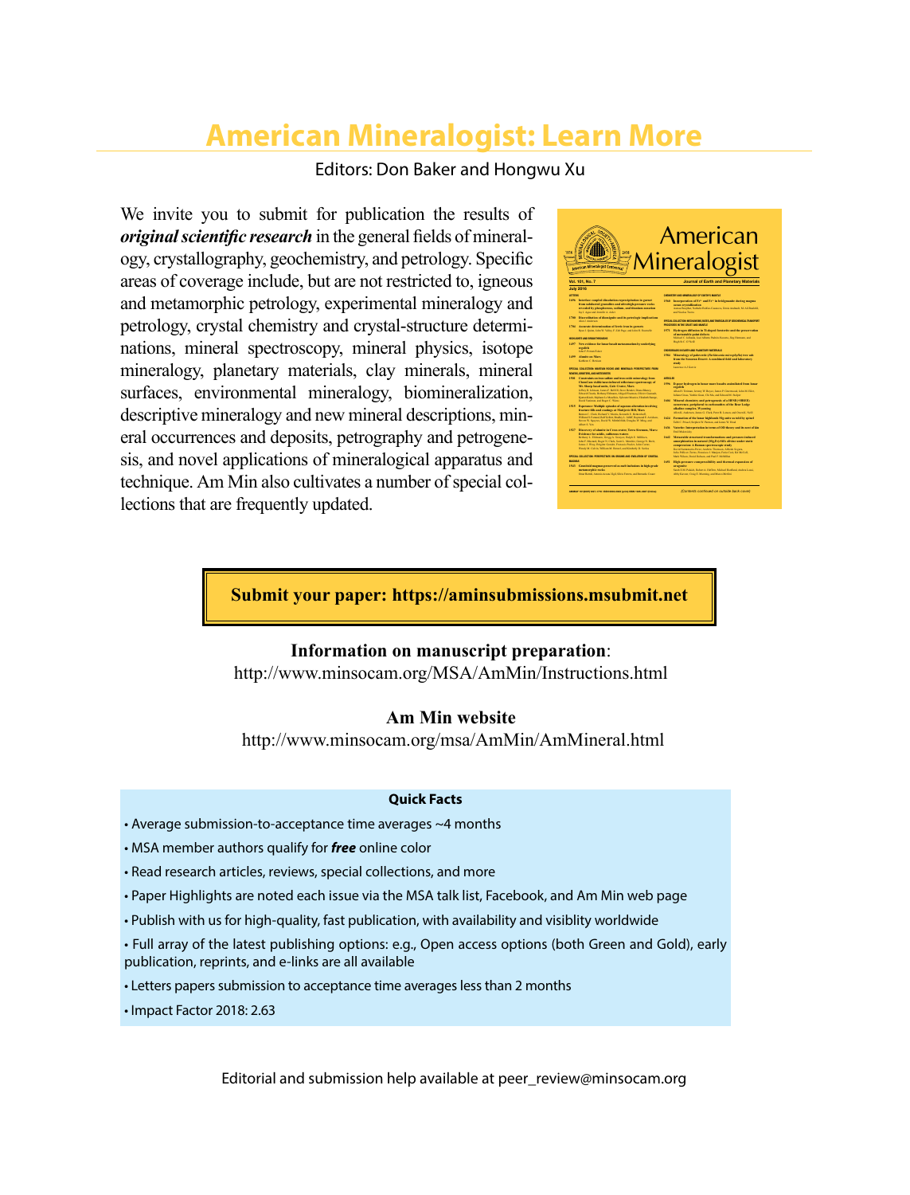# American Mineralogist: Learn More

Editors: Don Baker and Hongwu Xu

We invite you to submit for publication the results of ***original scientific research*** in the general fields of mineralogy, crystallography, geochemistry, and petrology. Specific areas of coverage include, but are not restricted to, igneous and metamorphic petrology, experimental mineralogy and petrology, crystal chemistry and crystal-structure determinations, mineral spectroscopy, mineral physics, isotope mineralogy, planetary materials, clay minerals, mineral surfaces, environmental mineralogy, biomineralization, descriptive mineralogy and new mineral descriptions, mineral occurrences and deposits, petrography and petrogenesis, and novel applications of mineralogical apparatus and technique. Am Min also cultivates a number of special collections that are frequently updated.

**Submit your paper: https://aminsubmissions.msubmit.net**

**Information on manuscript preparation**:
http://www.minsocam.org/MSA/AmMin/Instructions.html

**Am Min website**
http://www.minsocam.org/msa/AmMin/AmMineral.html

**Quick Facts**

- Average submission-to-acceptance time averages ~4 months
- MSA member authors qualify for ***free*** online color
- Read research articles, reviews, special collections, and more
- Paper Highlights are noted each issue via the MSA talk list, Facebook, and Am Min web page
- Publish with us for high-quality, fast publication, with availability and visiblity worldwide
- Full array of the latest publishing options: e.g., Open access options (both Green and Gold), early publication, reprints, and e-links are all available
- Letters papers submission to acceptance time averages less than 2 months
- Impact Factor 2018: 2.63

Editorial and submission help available at peer_review@minsocam.org